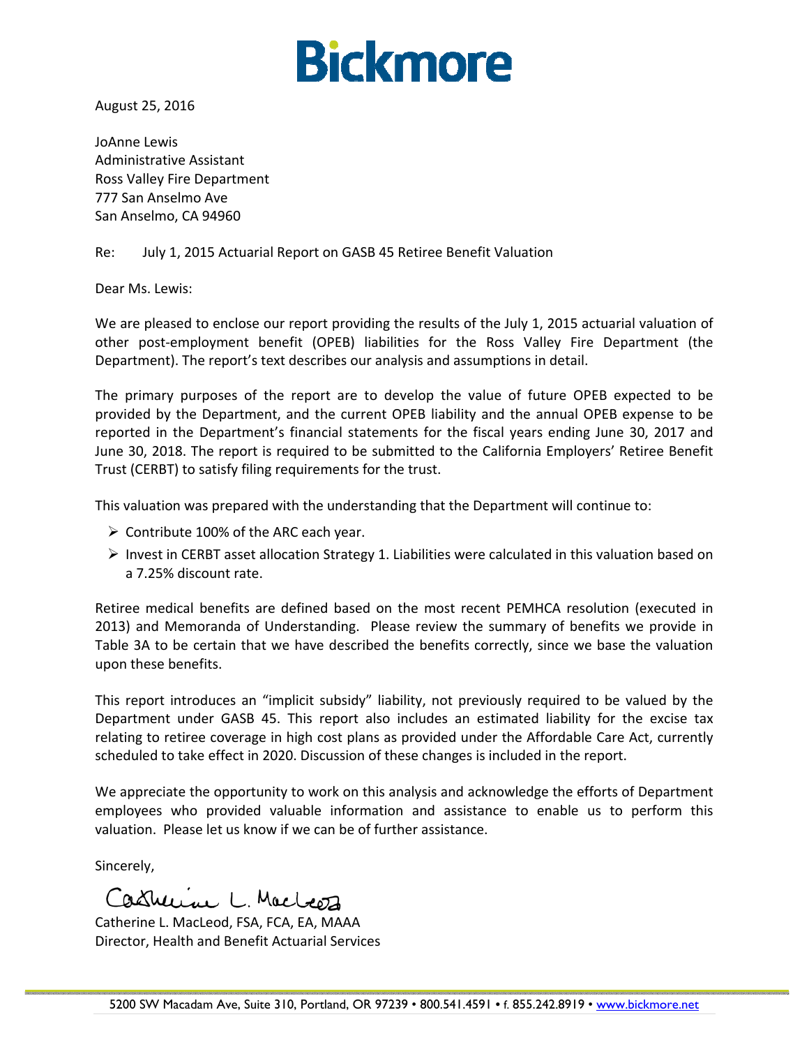# Bickmore

August 25, 2016

JoAnne Lewis
Administrative Assistant
Ross Valley Fire Department
777 San Anselmo Ave
San Anselmo, CA 94960

Re: July 1, 2015 Actuarial Report on GASB 45 Retiree Benefit Valuation

Dear Ms. Lewis:

We are pleased to enclose our report providing the results of the July 1, 2015 actuarial valuation of other post-employment benefit (OPEB) liabilities for the Ross Valley Fire Department (the Department). The report's text describes our analysis and assumptions in detail.

The primary purposes of the report are to develop the value of future OPEB expected to be provided by the Department, and the current OPEB liability and the annual OPEB expense to be reported in the Department's financial statements for the fiscal years ending June 30, 2017 and June 30, 2018. The report is required to be submitted to the California Employers' Retiree Benefit Trust (CERBT) to satisfy filing requirements for the trust.

This valuation was prepared with the understanding that the Department will continue to:

- Contribute 100% of the ARC each year.
- Invest in CERBT asset allocation Strategy 1. Liabilities were calculated in this valuation based on a 7.25% discount rate.

Retiree medical benefits are defined based on the most recent PEMHCA resolution (executed in 2013) and Memoranda of Understanding. Please review the summary of benefits we provide in Table 3A to be certain that we have described the benefits correctly, since we base the valuation upon these benefits.

This report introduces an "implicit subsidy" liability, not previously required to be valued by the Department under GASB 45. This report also includes an estimated liability for the excise tax relating to retiree coverage in high cost plans as provided under the Affordable Care Act, currently scheduled to take effect in 2020. Discussion of these changes is included in the report.

We appreciate the opportunity to work on this analysis and acknowledge the efforts of Department employees who provided valuable information and assistance to enable us to perform this valuation. Please let us know if we can be of further assistance.

Sincerely,

Catherine L. MacLeod

Catherine L. MacLeod, FSA, FCA, EA, MAAA
Director, Health and Benefit Actuarial Services

5200 SW Macadam Ave, Suite 310, Portland, OR 97239 • 800.541.4591 • f. 855.242.8919 • www.bickmore.net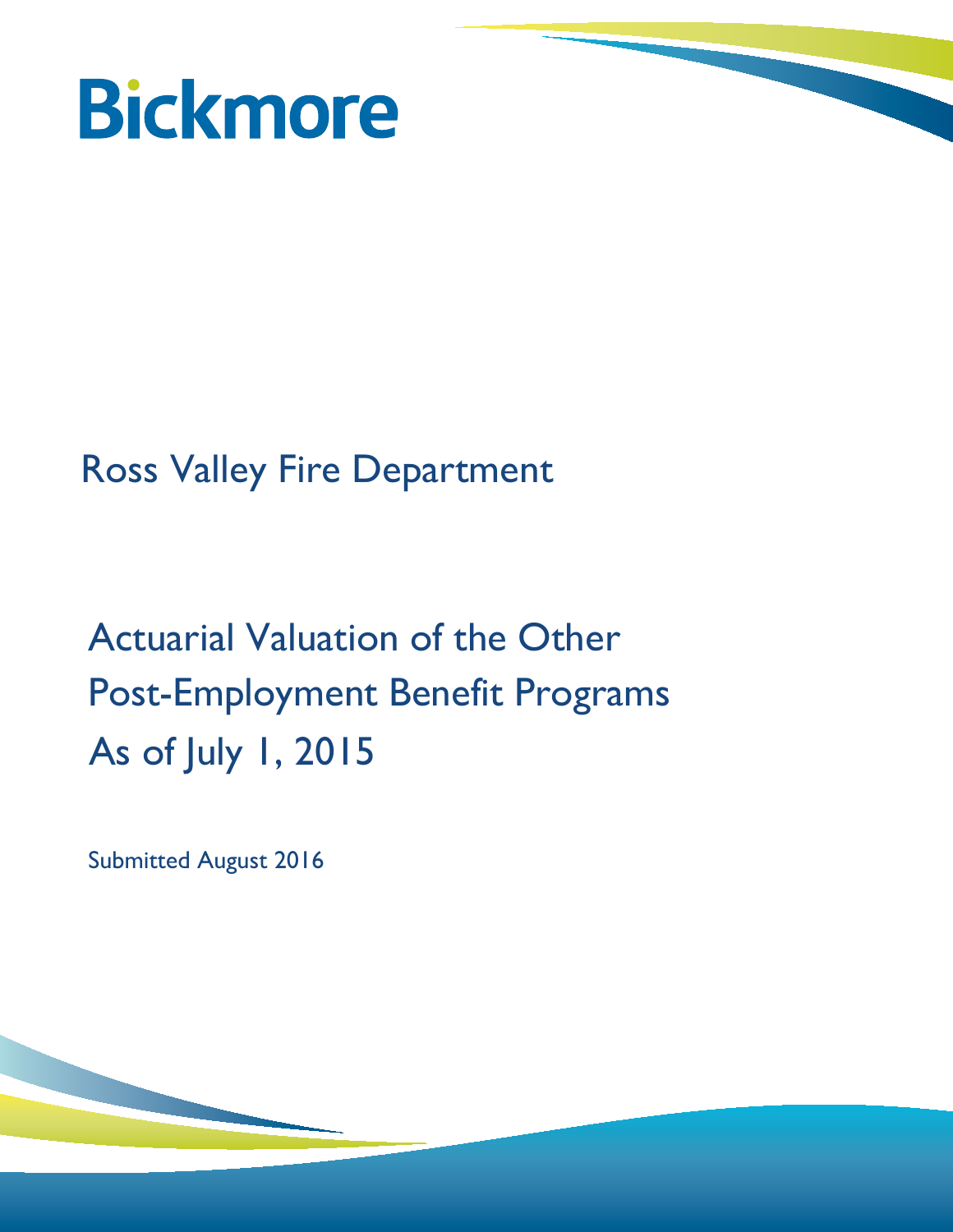Bickmore

Ross Valley Fire Department

# Actuarial Valuation of the Other Post-Employment Benefit Programs As of July 1, 2015

Submitted August 2016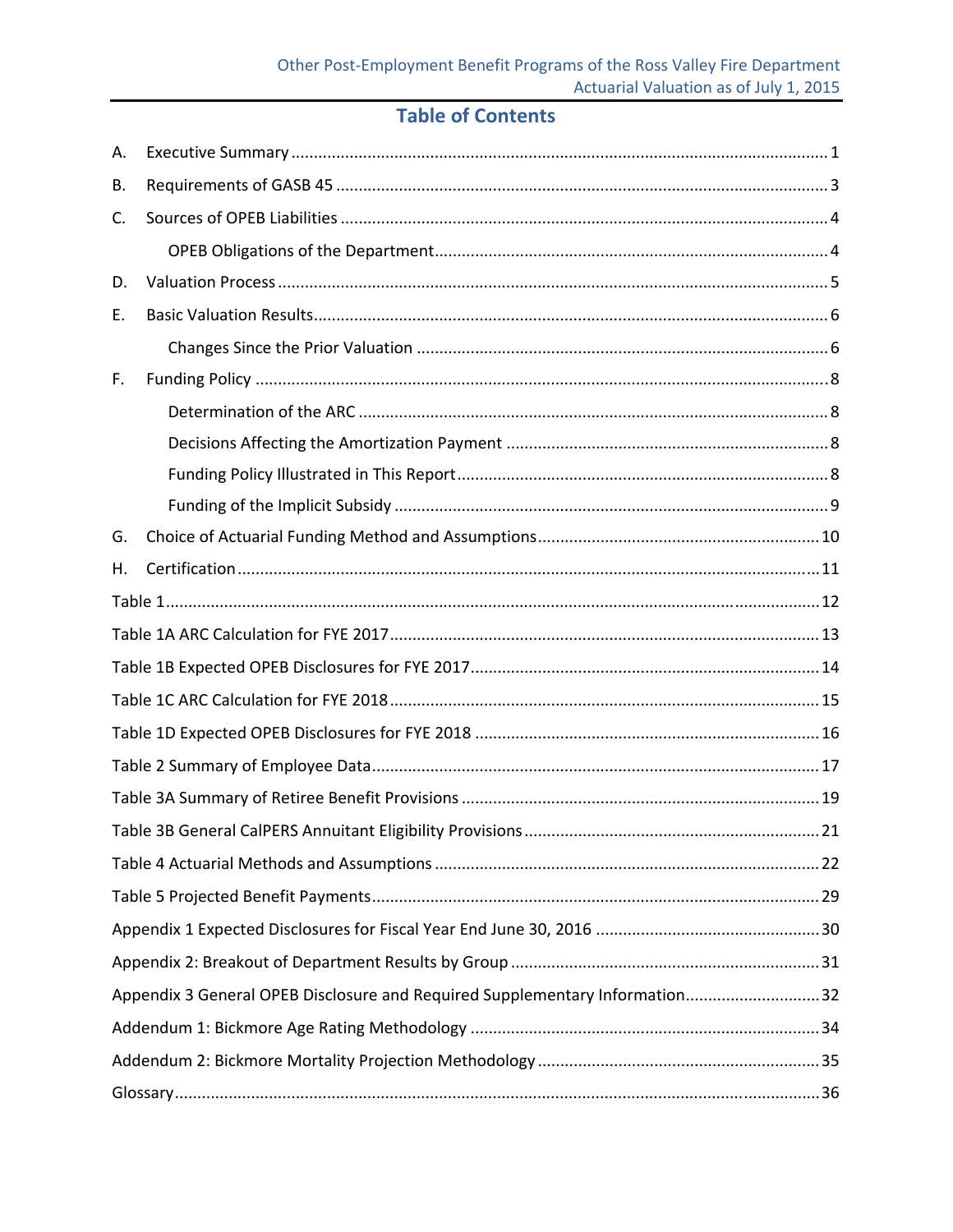# Table of Contents

A. Executive Summary ........ 1

B. Requirements of GASB 45 ........ 3

C. Sources of OPEB Liabilities ........ 4

- OPEB Obligations of the Department ........ 4

D. Valuation Process ........ 5

E. Basic Valuation Results ........ 6

- Changes Since the Prior Valuation ........ 6

F. Funding Policy ........ 8

- Determination of the ARC ........ 8
- Decisions Affecting the Amortization Payment ........ 8
- Funding Policy Illustrated in This Report ........ 8
- Funding of the Implicit Subsidy ........ 9

G. Choice of Actuarial Funding Method and Assumptions ........ 10

H. Certification ........ 11

Table 1 ........ 12

Table 1A ARC Calculation for FYE 2017 ........ 13

Table 1B Expected OPEB Disclosures for FYE 2017 ........ 14

Table 1C ARC Calculation for FYE 2018 ........ 15

Table 1D Expected OPEB Disclosures for FYE 2018 ........ 16

Table 2 Summary of Employee Data ........ 17

Table 3A Summary of Retiree Benefit Provisions ........ 19

Table 3B General CalPERS Annuitant Eligibility Provisions ........ 21

Table 4 Actuarial Methods and Assumptions ........ 22

Table 5 Projected Benefit Payments ........ 29

Appendix 1 Expected Disclosures for Fiscal Year End June 30, 2016 ........ 30

Appendix 2: Breakout of Department Results by Group ........ 31

Appendix 3 General OPEB Disclosure and Required Supplementary Information ........ 32

Addendum 1: Bickmore Age Rating Methodology ........ 34

Addendum 2: Bickmore Mortality Projection Methodology ........ 35

Glossary ........ 36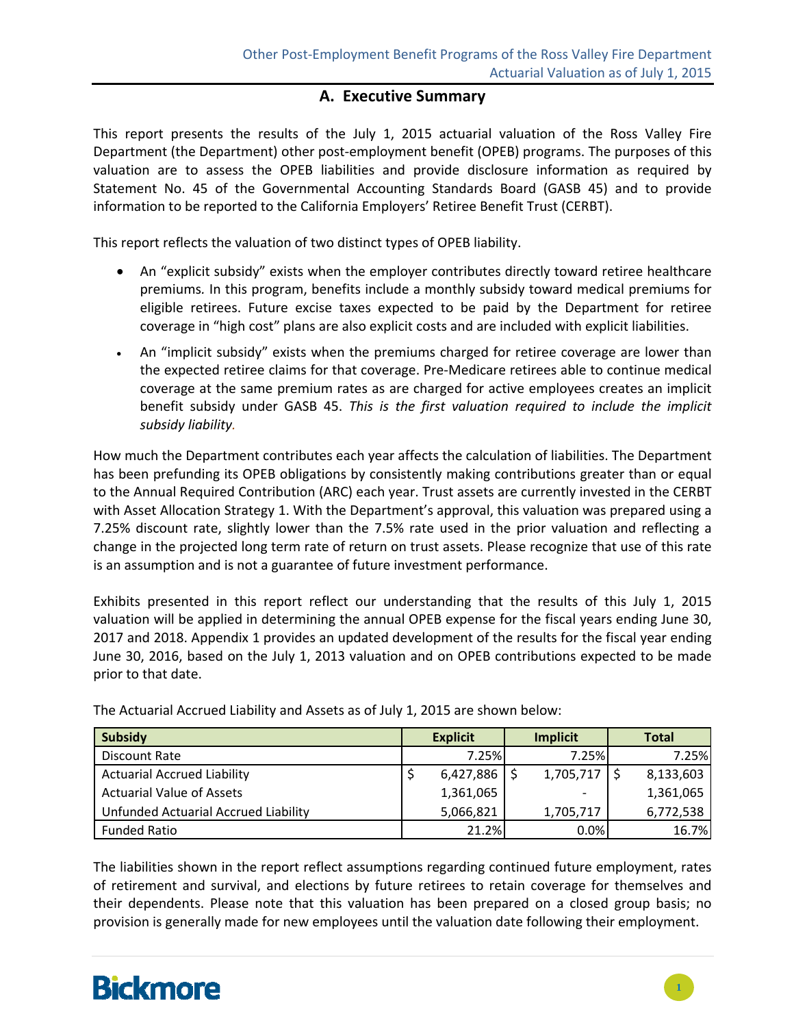## A. Executive Summary

This report presents the results of the July 1, 2015 actuarial valuation of the Ross Valley Fire Department (the Department) other post-employment benefit (OPEB) programs. The purposes of this valuation are to assess the OPEB liabilities and provide disclosure information as required by Statement No. 45 of the Governmental Accounting Standards Board (GASB 45) and to provide information to be reported to the California Employers' Retiree Benefit Trust (CERBT).

This report reflects the valuation of two distinct types of OPEB liability.

- An "explicit subsidy" exists when the employer contributes directly toward retiree healthcare premiums. In this program, benefits include a monthly subsidy toward medical premiums for eligible retirees. Future excise taxes expected to be paid by the Department for retiree coverage in "high cost" plans are also explicit costs and are included with explicit liabilities.
- An "implicit subsidy" exists when the premiums charged for retiree coverage are lower than the expected retiree claims for that coverage. Pre-Medicare retirees able to continue medical coverage at the same premium rates as are charged for active employees creates an implicit benefit subsidy under GASB 45. *This is the first valuation required to include the implicit subsidy liability.*

How much the Department contributes each year affects the calculation of liabilities. The Department has been prefunding its OPEB obligations by consistently making contributions greater than or equal to the Annual Required Contribution (ARC) each year. Trust assets are currently invested in the CERBT with Asset Allocation Strategy 1. With the Department's approval, this valuation was prepared using a 7.25% discount rate, slightly lower than the 7.5% rate used in the prior valuation and reflecting a change in the projected long term rate of return on trust assets. Please recognize that use of this rate is an assumption and is not a guarantee of future investment performance.

Exhibits presented in this report reflect our understanding that the results of this July 1, 2015 valuation will be applied in determining the annual OPEB expense for the fiscal years ending June 30, 2017 and 2018. Appendix 1 provides an updated development of the results for the fiscal year ending June 30, 2016, based on the July 1, 2013 valuation and on OPEB contributions expected to be made prior to that date.

The Actuarial Accrued Liability and Assets as of July 1, 2015 are shown below:

| Subsidy | Explicit | Implicit | Total |
|---|---|---|---|
| Discount Rate | 7.25% | 7.25% | 7.25% |
| Actuarial Accrued Liability | $ 6,427,886 | $ 1,705,717 | $ 8,133,603 |
| Actuarial Value of Assets | 1,361,065 | - | 1,361,065 |
| Unfunded Actuarial Accrued Liability | 5,066,821 | 1,705,717 | 6,772,538 |
| Funded Ratio | 21.2% | 0.0% | 16.7% |

The liabilities shown in the report reflect assumptions regarding continued future employment, rates of retirement and survival, and elections by future retirees to retain coverage for themselves and their dependents. Please note that this valuation has been prepared on a closed group basis; no provision is generally made for new employees until the valuation date following their employment.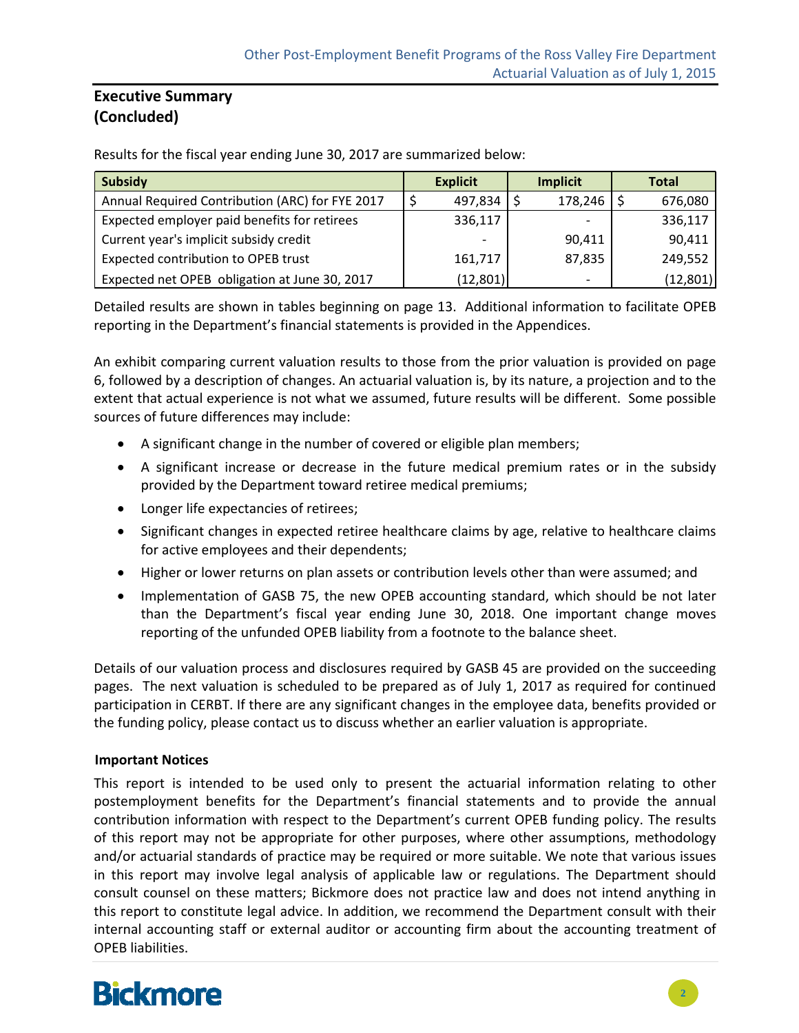## Executive Summary (Concluded)

Results for the fiscal year ending June 30, 2017 are summarized below:

| Subsidy | Explicit | Implicit | Total |
|---|---|---|---|
| Annual Required Contribution (ARC) for FYE 2017 | $ 497,834 | $ 178,246 | $ 676,080 |
| Expected employer paid benefits for retirees | 336,117 | - | 336,117 |
| Current year's implicit subsidy credit | - | 90,411 | 90,411 |
| Expected contribution to OPEB trust | 161,717 | 87,835 | 249,552 |
| Expected net OPEB obligation at June 30, 2017 | (12,801) | - | (12,801) |

Detailed results are shown in tables beginning on page 13. Additional information to facilitate OPEB reporting in the Department's financial statements is provided in the Appendices.

An exhibit comparing current valuation results to those from the prior valuation is provided on page 6, followed by a description of changes. An actuarial valuation is, by its nature, a projection and to the extent that actual experience is not what we assumed, future results will be different. Some possible sources of future differences may include:

- A significant change in the number of covered or eligible plan members;
- A significant increase or decrease in the future medical premium rates or in the subsidy provided by the Department toward retiree medical premiums;
- Longer life expectancies of retirees;
- Significant changes in expected retiree healthcare claims by age, relative to healthcare claims for active employees and their dependents;
- Higher or lower returns on plan assets or contribution levels other than were assumed; and
- Implementation of GASB 75, the new OPEB accounting standard, which should be not later than the Department's fiscal year ending June 30, 2018. One important change moves reporting of the unfunded OPEB liability from a footnote to the balance sheet.

Details of our valuation process and disclosures required by GASB 45 are provided on the succeeding pages. The next valuation is scheduled to be prepared as of July 1, 2017 as required for continued participation in CERBT. If there are any significant changes in the employee data, benefits provided or the funding policy, please contact us to discuss whether an earlier valuation is appropriate.

### Important Notices

This report is intended to be used only to present the actuarial information relating to other postemployment benefits for the Department's financial statements and to provide the annual contribution information with respect to the Department's current OPEB funding policy. The results of this report may not be appropriate for other purposes, where other assumptions, methodology and/or actuarial standards of practice may be required or more suitable. We note that various issues in this report may involve legal analysis of applicable law or regulations. The Department should consult counsel on these matters; Bickmore does not practice law and does not intend anything in this report to constitute legal advice. In addition, we recommend the Department consult with their internal accounting staff or external auditor or accounting firm about the accounting treatment of OPEB liabilities.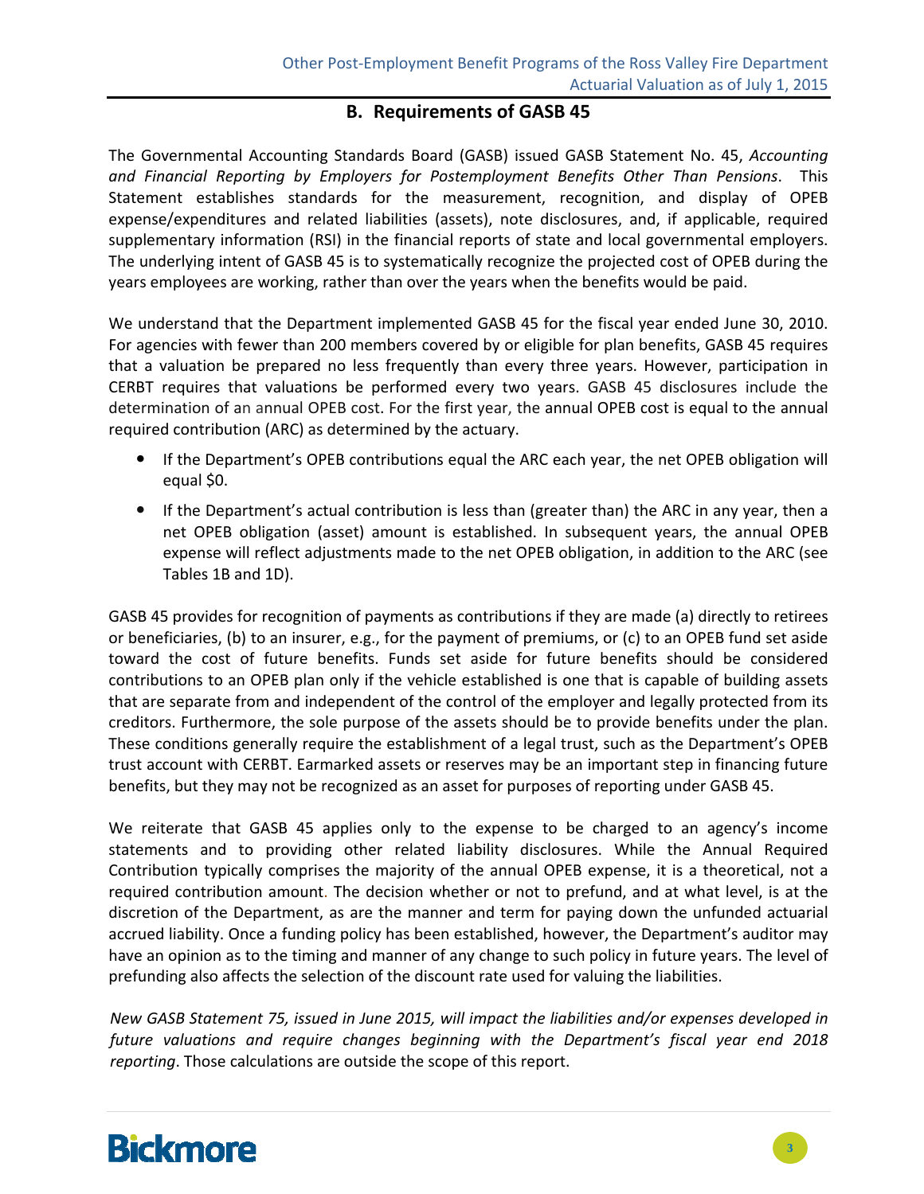## B. Requirements of GASB 45

The Governmental Accounting Standards Board (GASB) issued GASB Statement No. 45, *Accounting and Financial Reporting by Employers for Postemployment Benefits Other Than Pensions*. This Statement establishes standards for the measurement, recognition, and display of OPEB expense/expenditures and related liabilities (assets), note disclosures, and, if applicable, required supplementary information (RSI) in the financial reports of state and local governmental employers. The underlying intent of GASB 45 is to systematically recognize the projected cost of OPEB during the years employees are working, rather than over the years when the benefits would be paid.

We understand that the Department implemented GASB 45 for the fiscal year ended June 30, 2010. For agencies with fewer than 200 members covered by or eligible for plan benefits, GASB 45 requires that a valuation be prepared no less frequently than every three years. However, participation in CERBT requires that valuations be performed every two years. GASB 45 disclosures include the determination of an annual OPEB cost. For the first year, the annual OPEB cost is equal to the annual required contribution (ARC) as determined by the actuary.

- If the Department's OPEB contributions equal the ARC each year, the net OPEB obligation will equal $0.
- If the Department's actual contribution is less than (greater than) the ARC in any year, then a net OPEB obligation (asset) amount is established. In subsequent years, the annual OPEB expense will reflect adjustments made to the net OPEB obligation, in addition to the ARC (see Tables 1B and 1D).

GASB 45 provides for recognition of payments as contributions if they are made (a) directly to retirees or beneficiaries, (b) to an insurer, e.g., for the payment of premiums, or (c) to an OPEB fund set aside toward the cost of future benefits. Funds set aside for future benefits should be considered contributions to an OPEB plan only if the vehicle established is one that is capable of building assets that are separate from and independent of the control of the employer and legally protected from its creditors. Furthermore, the sole purpose of the assets should be to provide benefits under the plan. These conditions generally require the establishment of a legal trust, such as the Department's OPEB trust account with CERBT. Earmarked assets or reserves may be an important step in financing future benefits, but they may not be recognized as an asset for purposes of reporting under GASB 45.

We reiterate that GASB 45 applies only to the expense to be charged to an agency's income statements and to providing other related liability disclosures. While the Annual Required Contribution typically comprises the majority of the annual OPEB expense, it is a theoretical, not a required contribution amount. The decision whether or not to prefund, and at what level, is at the discretion of the Department, as are the manner and term for paying down the unfunded actuarial accrued liability. Once a funding policy has been established, however, the Department's auditor may have an opinion as to the timing and manner of any change to such policy in future years. The level of prefunding also affects the selection of the discount rate used for valuing the liabilities.

*New GASB Statement 75, issued in June 2015, will impact the liabilities and/or expenses developed in future valuations and require changes beginning with the Department's fiscal year end 2018 reporting*. Those calculations are outside the scope of this report.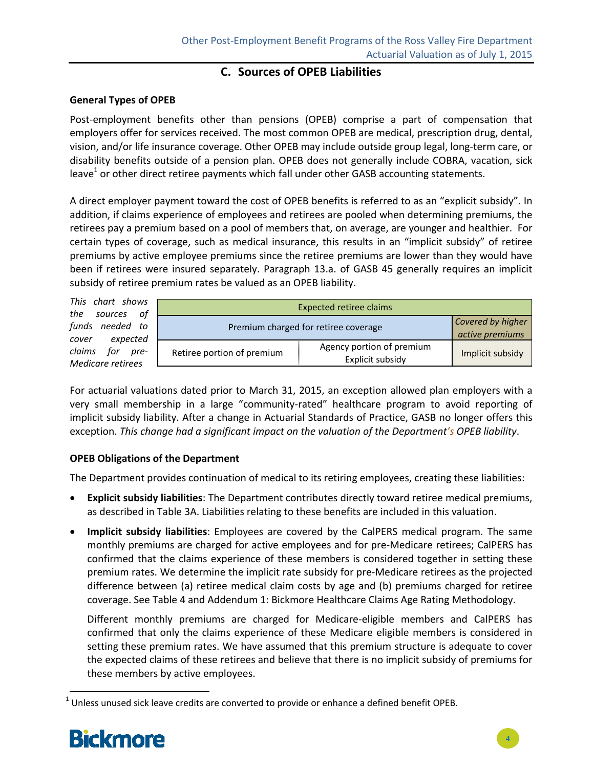## C. Sources of OPEB Liabilities

**General Types of OPEB**

Post-employment benefits other than pensions (OPEB) comprise a part of compensation that employers offer for services received. The most common OPEB are medical, prescription drug, dental, vision, and/or life insurance coverage. Other OPEB may include outside group legal, long-term care, or disability benefits outside of a pension plan. OPEB does not generally include COBRA, vacation, sick leave[1] or other direct retiree payments which fall under other GASB accounting statements.

A direct employer payment toward the cost of OPEB benefits is referred to as an "explicit subsidy". In addition, if claims experience of employees and retirees are pooled when determining premiums, the retirees pay a premium based on a pool of members that, on average, are younger and healthier. For certain types of coverage, such as medical insurance, this results in an "implicit subsidy" of retiree premiums by active employee premiums since the retiree premiums are lower than they would have been if retirees were insured separately. Paragraph 13.a. of GASB 45 generally requires an implicit subsidy of retiree premium rates be valued as an OPEB liability.

*This chart shows the sources of funds needed to cover expected claims for pre-Medicare retirees*

| Expected retiree claims | | |
|---|---|---|
| Premium charged for retiree coverage | | *Covered by higher active premiums* |
| Retiree portion of premium | Agency portion of premium Explicit subsidy | Implicit subsidy |

For actuarial valuations dated prior to March 31, 2015, an exception allowed plan employers with a very small membership in a large "community-rated" healthcare program to avoid reporting of implicit subsidy liability. After a change in Actuarial Standards of Practice, GASB no longer offers this exception. *This change had a significant impact on the valuation of the Department's OPEB liability*.

**OPEB Obligations of the Department**

The Department provides continuation of medical to its retiring employees, creating these liabilities:

- **Explicit subsidy liabilities**: The Department contributes directly toward retiree medical premiums, as described in Table 3A. Liabilities relating to these benefits are included in this valuation.
- **Implicit subsidy liabilities**: Employees are covered by the CalPERS medical program. The same monthly premiums are charged for active employees and for pre-Medicare retirees; CalPERS has confirmed that the claims experience of these members is considered together in setting these premium rates. We determine the implicit rate subsidy for pre-Medicare retirees as the projected difference between (a) retiree medical claim costs by age and (b) premiums charged for retiree coverage. See Table 4 and Addendum 1: Bickmore Healthcare Claims Age Rating Methodology.

  Different monthly premiums are charged for Medicare-eligible members and CalPERS has confirmed that only the claims experience of these Medicare eligible members is considered in setting these premium rates. We have assumed that this premium structure is adequate to cover the expected claims of these retirees and believe that there is no implicit subsidy of premiums for these members by active employees.

[1] Unless unused sick leave credits are converted to provide or enhance a defined benefit OPEB.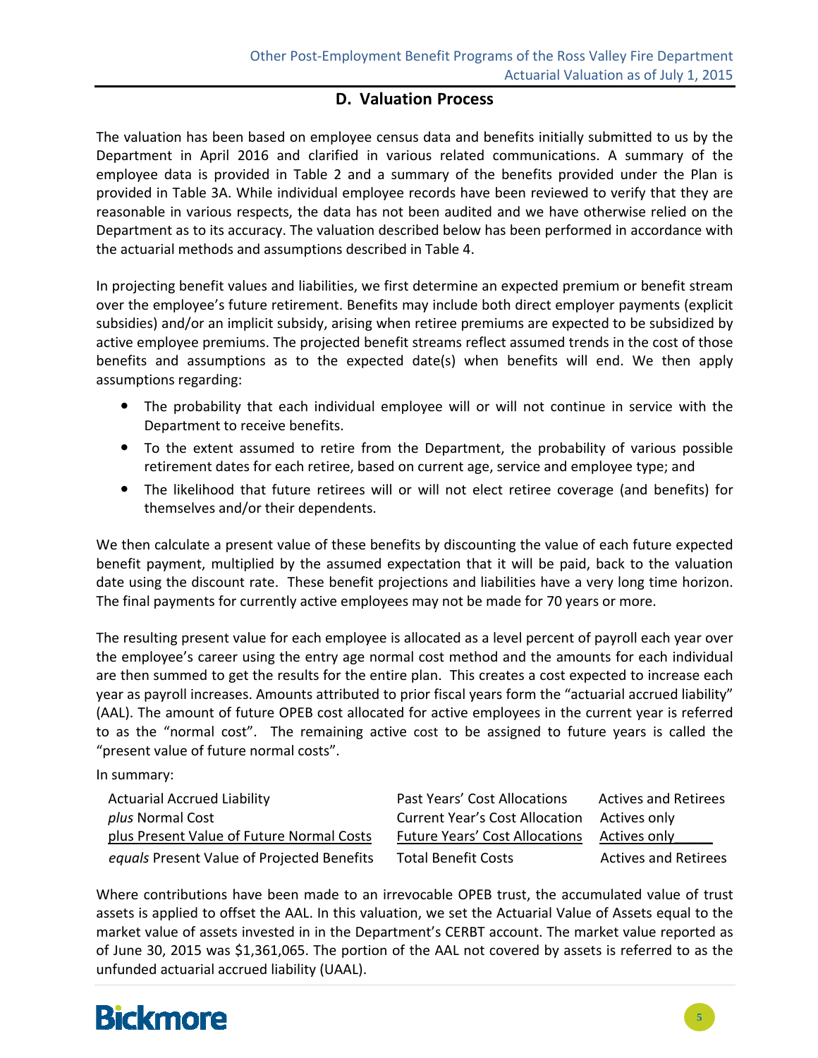## D. Valuation Process

The valuation has been based on employee census data and benefits initially submitted to us by the Department in April 2016 and clarified in various related communications. A summary of the employee data is provided in Table 2 and a summary of the benefits provided under the Plan is provided in Table 3A. While individual employee records have been reviewed to verify that they are reasonable in various respects, the data has not been audited and we have otherwise relied on the Department as to its accuracy. The valuation described below has been performed in accordance with the actuarial methods and assumptions described in Table 4.

In projecting benefit values and liabilities, we first determine an expected premium or benefit stream over the employee's future retirement. Benefits may include both direct employer payments (explicit subsidies) and/or an implicit subsidy, arising when retiree premiums are expected to be subsidized by active employee premiums. The projected benefit streams reflect assumed trends in the cost of those benefits and assumptions as to the expected date(s) when benefits will end. We then apply assumptions regarding:

- The probability that each individual employee will or will not continue in service with the Department to receive benefits.
- To the extent assumed to retire from the Department, the probability of various possible retirement dates for each retiree, based on current age, service and employee type; and
- The likelihood that future retirees will or will not elect retiree coverage (and benefits) for themselves and/or their dependents.

We then calculate a present value of these benefits by discounting the value of each future expected benefit payment, multiplied by the assumed expectation that it will be paid, back to the valuation date using the discount rate. These benefit projections and liabilities have a very long time horizon. The final payments for currently active employees may not be made for 70 years or more.

The resulting present value for each employee is allocated as a level percent of payroll each year over the employee's career using the entry age normal cost method and the amounts for each individual are then summed to get the results for the entire plan. This creates a cost expected to increase each year as payroll increases. Amounts attributed to prior fiscal years form the "actuarial accrued liability" (AAL). The amount of future OPEB cost allocated for active employees in the current year is referred to as the "normal cost". The remaining active cost to be assigned to future years is called the "present value of future normal costs".

In summary:

| | | |
|---|---|---|
| Actuarial Accrued Liability | Past Years' Cost Allocations | Actives and Retirees |
| *plus* Normal Cost | Current Year's Cost Allocation | Actives only |
| plus Present Value of Future Normal Costs | Future Years' Cost Allocations | Actives only |
| *equals* Present Value of Projected Benefits | Total Benefit Costs | Actives and Retirees |

Where contributions have been made to an irrevocable OPEB trust, the accumulated value of trust assets is applied to offset the AAL. In this valuation, we set the Actuarial Value of Assets equal to the market value of assets invested in in the Department's CERBT account. The market value reported as of June 30, 2015 was $1,361,065. The portion of the AAL not covered by assets is referred to as the unfunded actuarial accrued liability (UAAL).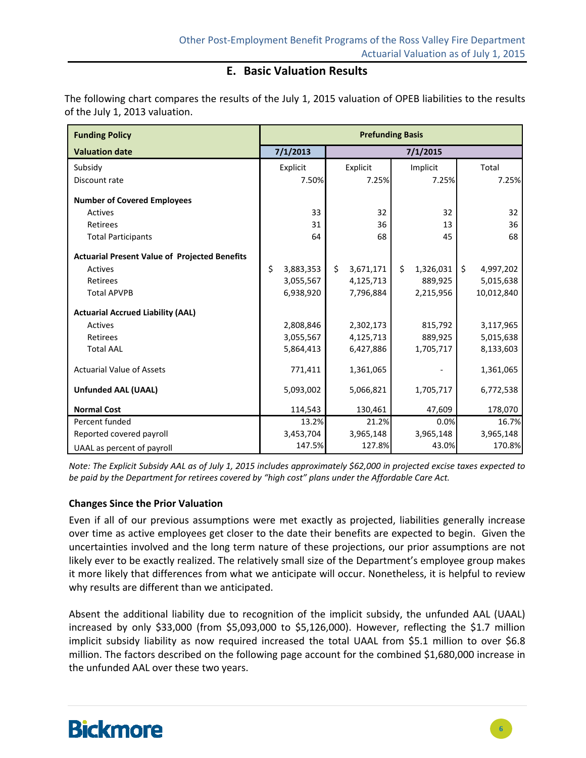## E. Basic Valuation Results

The following chart compares the results of the July 1, 2015 valuation of OPEB liabilities to the results of the July 1, 2013 valuation.

| Funding Policy | Prefunding Basis | | | |
|---|---|---|---|---|
| **Valuation date** | **7/1/2013** | **7/1/2015** | | |
| Subsidy | Explicit | Explicit | Implicit | Total |
| Discount rate | 7.50% | 7.25% | 7.25% | 7.25% |
| **Number of Covered Employees** | | | | |
| Actives | 33 | 32 | 32 | 32 |
| Retirees | 31 | 36 | 13 | 36 |
| Total Participants | 64 | 68 | 45 | 68 |
| **Actuarial Present Value of Projected Benefits** | | | | |
| Actives | $ 3,883,353 | $ 3,671,171 | $ 1,326,031 | $ 4,997,202 |
| Retirees | 3,055,567 | 4,125,713 | 889,925 | 5,015,638 |
| Total APVPB | 6,938,920 | 7,796,884 | 2,215,956 | 10,012,840 |
| **Actuarial Accrued Liability (AAL)** | | | | |
| Actives | 2,808,846 | 2,302,173 | 815,792 | 3,117,965 |
| Retirees | 3,055,567 | 4,125,713 | 889,925 | 5,015,638 |
| Total AAL | 5,864,413 | 6,427,886 | 1,705,717 | 8,133,603 |
| Actuarial Value of Assets | 771,411 | 1,361,065 | - | 1,361,065 |
| **Unfunded AAL (UAAL)** | 5,093,002 | 5,066,821 | 1,705,717 | 6,772,538 |
| **Normal Cost** | 114,543 | 130,461 | 47,609 | 178,070 |
| Percent funded | 13.2% | 21.2% | 0.0% | 16.7% |
| Reported covered payroll | 3,453,704 | 3,965,148 | 3,965,148 | 3,965,148 |
| UAAL as percent of payroll | 147.5% | 127.8% | 43.0% | 170.8% |

*Note: The Explicit Subsidy AAL as of July 1, 2015 includes approximately $62,000 in projected excise taxes expected to be paid by the Department for retirees covered by "high cost" plans under the Affordable Care Act.*

### Changes Since the Prior Valuation

Even if all of our previous assumptions were met exactly as projected, liabilities generally increase over time as active employees get closer to the date their benefits are expected to begin. Given the uncertainties involved and the long term nature of these projections, our prior assumptions are not likely ever to be exactly realized. The relatively small size of the Department's employee group makes it more likely that differences from what we anticipate will occur. Nonetheless, it is helpful to review why results are different than we anticipated.

Absent the additional liability due to recognition of the implicit subsidy, the unfunded AAL (UAAL) increased by only $33,000 (from $5,093,000 to $5,126,000). However, reflecting the $1.7 million implicit subsidy liability as now required increased the total UAAL from $5.1 million to over $6.8 million. The factors described on the following page account for the combined $1,680,000 increase in the unfunded AAL over these two years.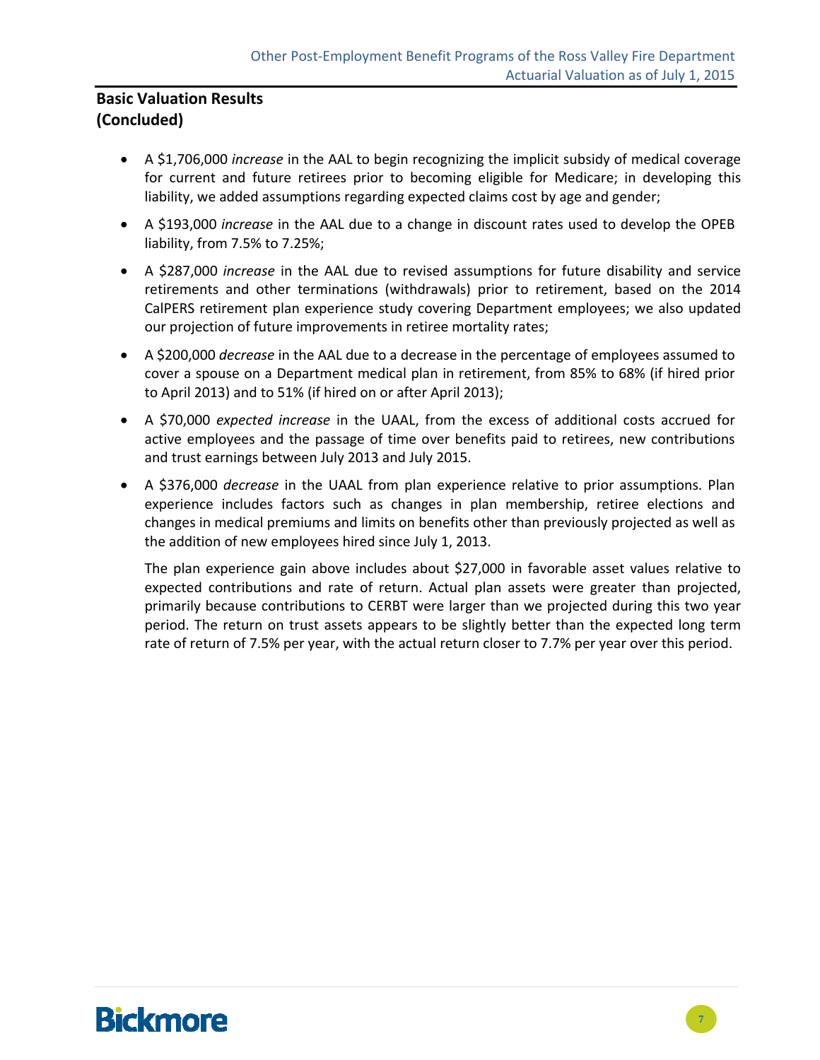## Basic Valuation Results (Concluded)

- A $1,706,000 *increase* in the AAL to begin recognizing the implicit subsidy of medical coverage for current and future retirees prior to becoming eligible for Medicare; in developing this liability, we added assumptions regarding expected claims cost by age and gender;
- A $193,000 *increase* in the AAL due to a change in discount rates used to develop the OPEB liability, from 7.5% to 7.25%;
- A $287,000 *increase* in the AAL due to revised assumptions for future disability and service retirements and other terminations (withdrawals) prior to retirement, based on the 2014 CalPERS retirement plan experience study covering Department employees; we also updated our projection of future improvements in retiree mortality rates;
- A $200,000 *decrease* in the AAL due to a decrease in the percentage of employees assumed to cover a spouse on a Department medical plan in retirement, from 85% to 68% (if hired prior to April 2013) and to 51% (if hired on or after April 2013);
- A $70,000 *expected increase* in the UAAL, from the excess of additional costs accrued for active employees and the passage of time over benefits paid to retirees, new contributions and trust earnings between July 2013 and July 2015.
- A $376,000 *decrease* in the UAAL from plan experience relative to prior assumptions. Plan experience includes factors such as changes in plan membership, retiree elections and changes in medical premiums and limits on benefits other than previously projected as well as the addition of new employees hired since July 1, 2013.

  The plan experience gain above includes about $27,000 in favorable asset values relative to expected contributions and rate of return. Actual plan assets were greater than projected, primarily because contributions to CERBT were larger than we projected during this two year period. The return on trust assets appears to be slightly better than the expected long term rate of return of 7.5% per year, with the actual return closer to 7.7% per year over this period.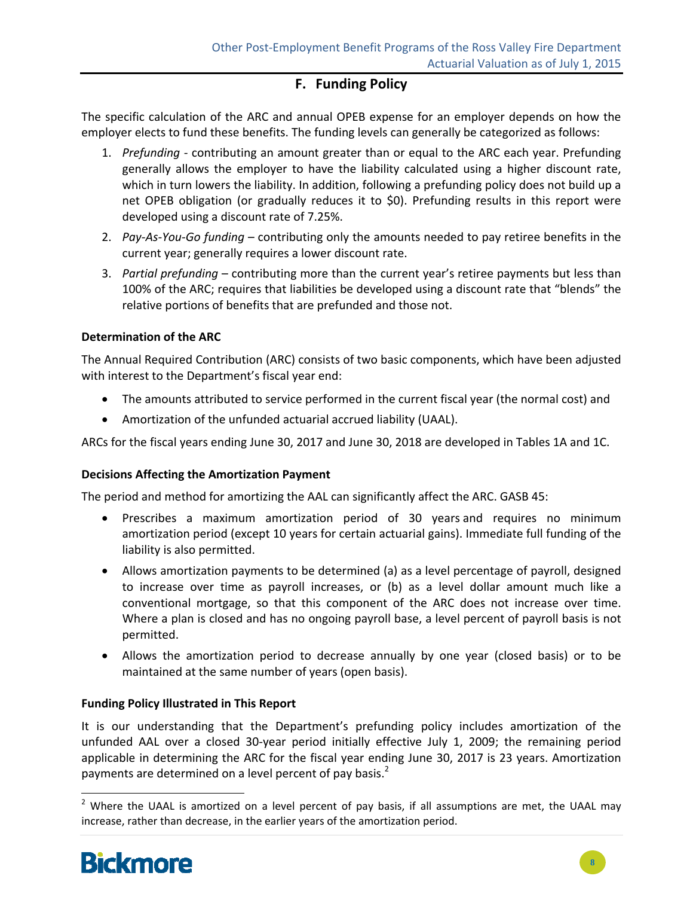## F. Funding Policy

The specific calculation of the ARC and annual OPEB expense for an employer depends on how the employer elects to fund these benefits. The funding levels can generally be categorized as follows:

1. *Prefunding* - contributing an amount greater than or equal to the ARC each year. Prefunding generally allows the employer to have the liability calculated using a higher discount rate, which in turn lowers the liability. In addition, following a prefunding policy does not build up a net OPEB obligation (or gradually reduces it to $0). Prefunding results in this report were developed using a discount rate of 7.25%.
2. *Pay-As-You-Go funding* – contributing only the amounts needed to pay retiree benefits in the current year; generally requires a lower discount rate.
3. *Partial prefunding* – contributing more than the current year's retiree payments but less than 100% of the ARC; requires that liabilities be developed using a discount rate that "blends" the relative portions of benefits that are prefunded and those not.

**Determination of the ARC**

The Annual Required Contribution (ARC) consists of two basic components, which have been adjusted with interest to the Department's fiscal year end:

- The amounts attributed to service performed in the current fiscal year (the normal cost) and
- Amortization of the unfunded actuarial accrued liability (UAAL).

ARCs for the fiscal years ending June 30, 2017 and June 30, 2018 are developed in Tables 1A and 1C.

**Decisions Affecting the Amortization Payment**

The period and method for amortizing the AAL can significantly affect the ARC. GASB 45:

- Prescribes a maximum amortization period of 30 years and requires no minimum amortization period (except 10 years for certain actuarial gains). Immediate full funding of the liability is also permitted.
- Allows amortization payments to be determined (a) as a level percentage of payroll, designed to increase over time as payroll increases, or (b) as a level dollar amount much like a conventional mortgage, so that this component of the ARC does not increase over time. Where a plan is closed and has no ongoing payroll base, a level percent of payroll basis is not permitted.
- Allows the amortization period to decrease annually by one year (closed basis) or to be maintained at the same number of years (open basis).

**Funding Policy Illustrated in This Report**

It is our understanding that the Department's prefunding policy includes amortization of the unfunded AAL over a closed 30-year period initially effective July 1, 2009; the remaining period applicable in determining the ARC for the fiscal year ending June 30, 2017 is 23 years. Amortization payments are determined on a level percent of pay basis.[2]

[2] Where the UAAL is amortized on a level percent of pay basis, if all assumptions are met, the UAAL may increase, rather than decrease, in the earlier years of the amortization period.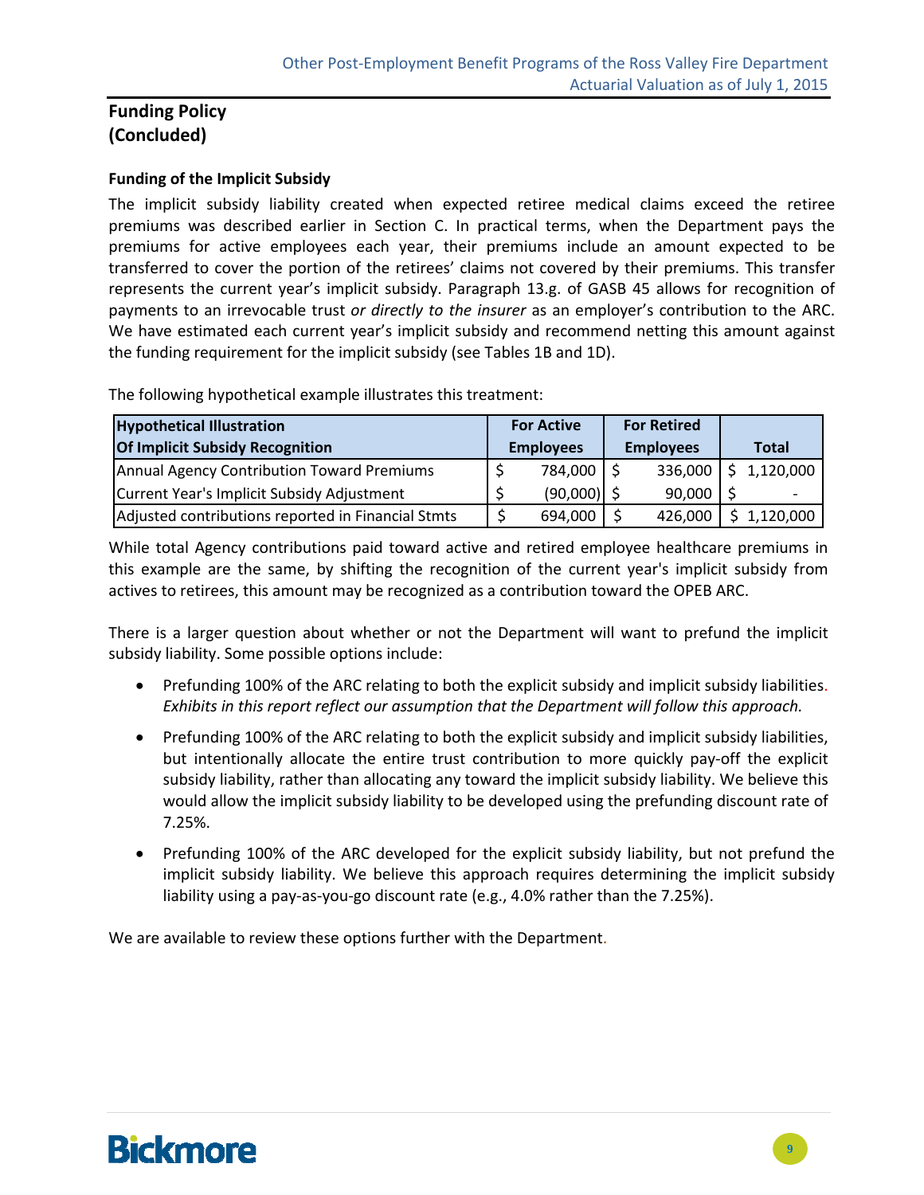## Funding Policy (Concluded)

### Funding of the Implicit Subsidy

The implicit subsidy liability created when expected retiree medical claims exceed the retiree premiums was described earlier in Section C. In practical terms, when the Department pays the premiums for active employees each year, their premiums include an amount expected to be transferred to cover the portion of the retirees' claims not covered by their premiums. This transfer represents the current year's implicit subsidy. Paragraph 13.g. of GASB 45 allows for recognition of payments to an irrevocable trust *or directly to the insurer* as an employer's contribution to the ARC. We have estimated each current year's implicit subsidy and recommend netting this amount against the funding requirement for the implicit subsidy (see Tables 1B and 1D).

The following hypothetical example illustrates this treatment:

| Hypothetical Illustration Of Implicit Subsidy Recognition | For Active Employees | For Retired Employees | Total |
|---|---|---|---|
| Annual Agency Contribution Toward Premiums | $ 784,000 | $ 336,000 | $ 1,120,000 |
| Current Year's Implicit Subsidy Adjustment | $ (90,000) | $ 90,000 | $ - |
| Adjusted contributions reported in Financial Stmts | $ 694,000 | $ 426,000 | $ 1,120,000 |

While total Agency contributions paid toward active and retired employee healthcare premiums in this example are the same, by shifting the recognition of the current year's implicit subsidy from actives to retirees, this amount may be recognized as a contribution toward the OPEB ARC.

There is a larger question about whether or not the Department will want to prefund the implicit subsidy liability. Some possible options include:

- Prefunding 100% of the ARC relating to both the explicit subsidy and implicit subsidy liabilities. *Exhibits in this report reflect our assumption that the Department will follow this approach.*
- Prefunding 100% of the ARC relating to both the explicit subsidy and implicit subsidy liabilities, but intentionally allocate the entire trust contribution to more quickly pay-off the explicit subsidy liability, rather than allocating any toward the implicit subsidy liability. We believe this would allow the implicit subsidy liability to be developed using the prefunding discount rate of 7.25%.
- Prefunding 100% of the ARC developed for the explicit subsidy liability, but not prefund the implicit subsidy liability. We believe this approach requires determining the implicit subsidy liability using a pay-as-you-go discount rate (e.g., 4.0% rather than the 7.25%).

We are available to review these options further with the Department.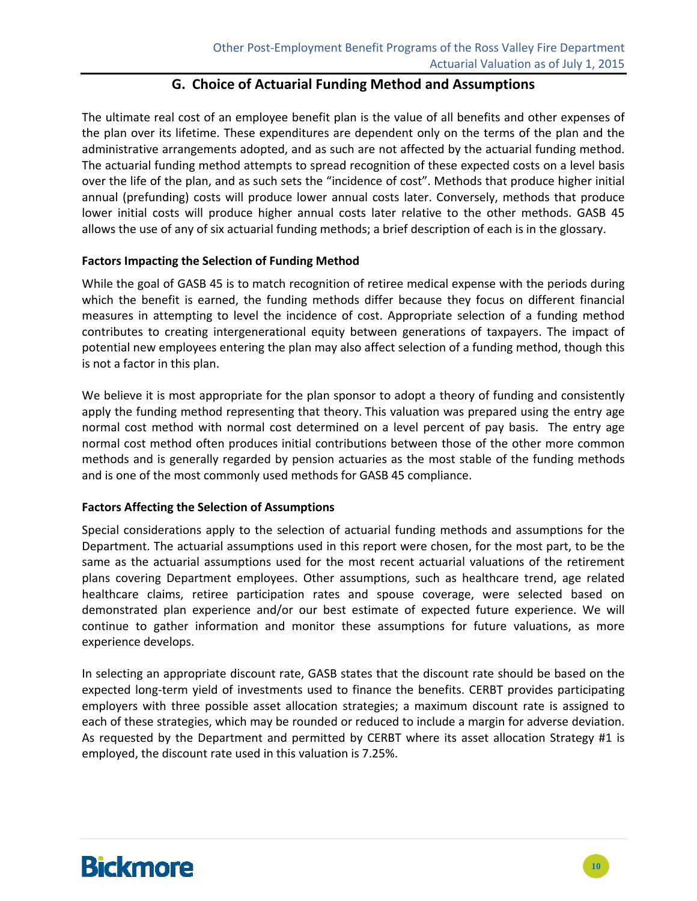## G. Choice of Actuarial Funding Method and Assumptions

The ultimate real cost of an employee benefit plan is the value of all benefits and other expenses of the plan over its lifetime. These expenditures are dependent only on the terms of the plan and the administrative arrangements adopted, and as such are not affected by the actuarial funding method. The actuarial funding method attempts to spread recognition of these expected costs on a level basis over the life of the plan, and as such sets the "incidence of cost". Methods that produce higher initial annual (prefunding) costs will produce lower annual costs later. Conversely, methods that produce lower initial costs will produce higher annual costs later relative to the other methods. GASB 45 allows the use of any of six actuarial funding methods; a brief description of each is in the glossary.

**Factors Impacting the Selection of Funding Method**

While the goal of GASB 45 is to match recognition of retiree medical expense with the periods during which the benefit is earned, the funding methods differ because they focus on different financial measures in attempting to level the incidence of cost. Appropriate selection of a funding method contributes to creating intergenerational equity between generations of taxpayers. The impact of potential new employees entering the plan may also affect selection of a funding method, though this is not a factor in this plan.

We believe it is most appropriate for the plan sponsor to adopt a theory of funding and consistently apply the funding method representing that theory. This valuation was prepared using the entry age normal cost method with normal cost determined on a level percent of pay basis. The entry age normal cost method often produces initial contributions between those of the other more common methods and is generally regarded by pension actuaries as the most stable of the funding methods and is one of the most commonly used methods for GASB 45 compliance.

**Factors Affecting the Selection of Assumptions**

Special considerations apply to the selection of actuarial funding methods and assumptions for the Department. The actuarial assumptions used in this report were chosen, for the most part, to be the same as the actuarial assumptions used for the most recent actuarial valuations of the retirement plans covering Department employees. Other assumptions, such as healthcare trend, age related healthcare claims, retiree participation rates and spouse coverage, were selected based on demonstrated plan experience and/or our best estimate of expected future experience. We will continue to gather information and monitor these assumptions for future valuations, as more experience develops.

In selecting an appropriate discount rate, GASB states that the discount rate should be based on the expected long-term yield of investments used to finance the benefits. CERBT provides participating employers with three possible asset allocation strategies; a maximum discount rate is assigned to each of these strategies, which may be rounded or reduced to include a margin for adverse deviation. As requested by the Department and permitted by CERBT where its asset allocation Strategy #1 is employed, the discount rate used in this valuation is 7.25%.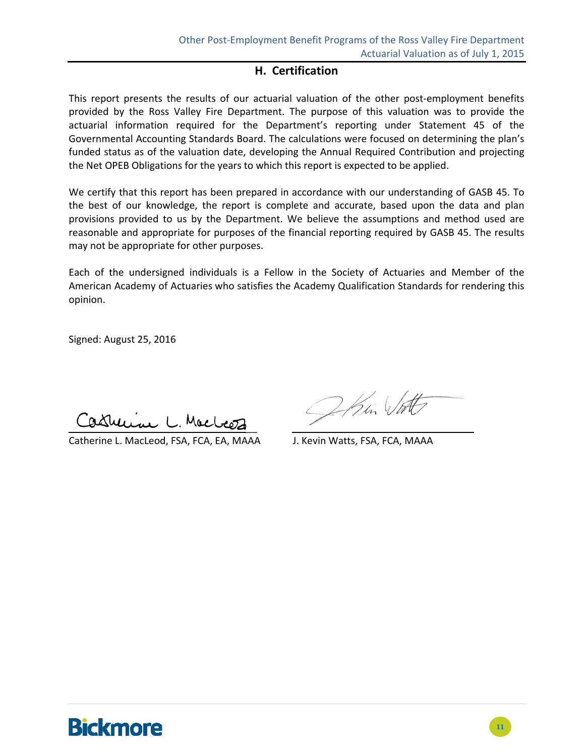## H. Certification

This report presents the results of our actuarial valuation of the other post-employment benefits provided by the Ross Valley Fire Department. The purpose of this valuation was to provide the actuarial information required for the Department's reporting under Statement 45 of the Governmental Accounting Standards Board. The calculations were focused on determining the plan's funded status as of the valuation date, developing the Annual Required Contribution and projecting the Net OPEB Obligations for the years to which this report is expected to be applied.

We certify that this report has been prepared in accordance with our understanding of GASB 45. To the best of our knowledge, the report is complete and accurate, based upon the data and plan provisions provided to us by the Department. We believe the assumptions and method used are reasonable and appropriate for purposes of the financial reporting required by GASB 45. The results may not be appropriate for other purposes.

Each of the undersigned individuals is a Fellow in the Society of Actuaries and Member of the American Academy of Actuaries who satisfies the Academy Qualification Standards for rendering this opinion.

Signed: August 25, 2016

Catherine L. MacLeod, FSA, FCA, EA, MAAA

J. Kevin Watts, FSA, FCA, MAAA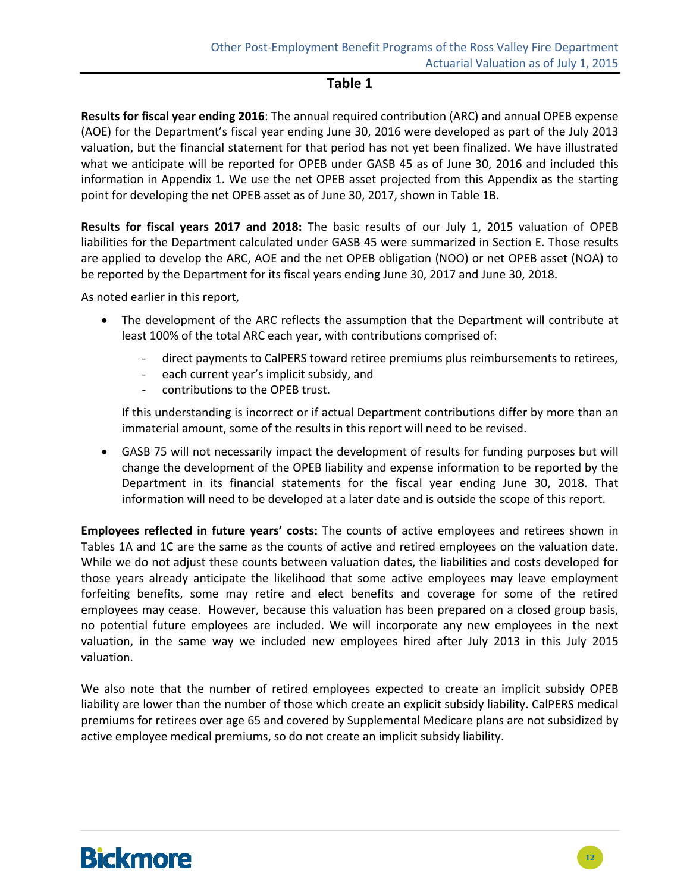## Table 1

**Results for fiscal year ending 2016**: The annual required contribution (ARC) and annual OPEB expense (AOE) for the Department's fiscal year ending June 30, 2016 were developed as part of the July 2013 valuation, but the financial statement for that period has not yet been finalized. We have illustrated what we anticipate will be reported for OPEB under GASB 45 as of June 30, 2016 and included this information in Appendix 1. We use the net OPEB asset projected from this Appendix as the starting point for developing the net OPEB asset as of June 30, 2017, shown in Table 1B.

**Results for fiscal years 2017 and 2018:** The basic results of our July 1, 2015 valuation of OPEB liabilities for the Department calculated under GASB 45 were summarized in Section E. Those results are applied to develop the ARC, AOE and the net OPEB obligation (NOO) or net OPEB asset (NOA) to be reported by the Department for its fiscal years ending June 30, 2017 and June 30, 2018.

As noted earlier in this report,

- The development of the ARC reflects the assumption that the Department will contribute at least 100% of the total ARC each year, with contributions comprised of:
  - direct payments to CalPERS toward retiree premiums plus reimbursements to retirees,
  - each current year's implicit subsidy, and
  - contributions to the OPEB trust.

  If this understanding is incorrect or if actual Department contributions differ by more than an immaterial amount, some of the results in this report will need to be revised.

- GASB 75 will not necessarily impact the development of results for funding purposes but will change the development of the OPEB liability and expense information to be reported by the Department in its financial statements for the fiscal year ending June 30, 2018. That information will need to be developed at a later date and is outside the scope of this report.

**Employees reflected in future years' costs:** The counts of active employees and retirees shown in Tables 1A and 1C are the same as the counts of active and retired employees on the valuation date. While we do not adjust these counts between valuation dates, the liabilities and costs developed for those years already anticipate the likelihood that some active employees may leave employment forfeiting benefits, some may retire and elect benefits and coverage for some of the retired employees may cease. However, because this valuation has been prepared on a closed group basis, no potential future employees are included. We will incorporate any new employees in the next valuation, in the same way we included new employees hired after July 2013 in this July 2015 valuation.

We also note that the number of retired employees expected to create an implicit subsidy OPEB liability are lower than the number of those which create an explicit subsidy liability. CalPERS medical premiums for retirees over age 65 and covered by Supplemental Medicare plans are not subsidized by active employee medical premiums, so do not create an implicit subsidy liability.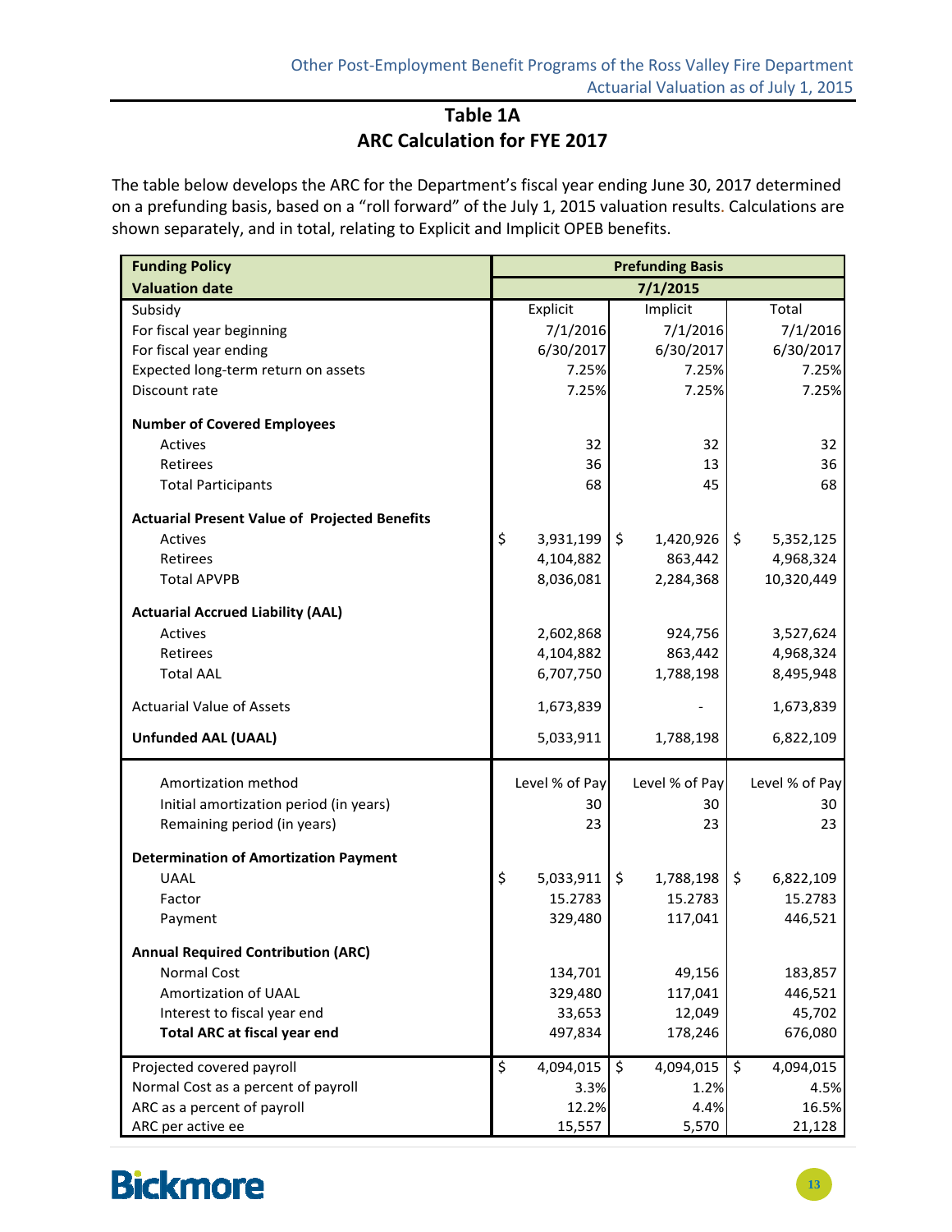# Table 1A
## ARC Calculation for FYE 2017

The table below develops the ARC for the Department's fiscal year ending June 30, 2017 determined on a prefunding basis, based on a "roll forward" of the July 1, 2015 valuation results. Calculations are shown separately, and in total, relating to Explicit and Implicit OPEB benefits.

| **Funding Policy** | **Prefunding Basis** | | |
|---|---|---|---|
| **Valuation date** | **7/1/2015** | | |
| Subsidy | Explicit | Implicit | Total |
| For fiscal year beginning | 7/1/2016 | 7/1/2016 | 7/1/2016 |
| For fiscal year ending | 6/30/2017 | 6/30/2017 | 6/30/2017 |
| Expected long-term return on assets | 7.25% | 7.25% | 7.25% |
| Discount rate | 7.25% | 7.25% | 7.25% |
| **Number of Covered Employees** | | | |
| Actives | 32 | 32 | 32 |
| Retirees | 36 | 13 | 36 |
| Total Participants | 68 | 45 | 68 |
| **Actuarial Present Value of Projected Benefits** | | | |
| Actives | $ 3,931,199 | $ 1,420,926 | $ 5,352,125 |
| Retirees | 4,104,882 | 863,442 | 4,968,324 |
| Total APVPB | 8,036,081 | 2,284,368 | 10,320,449 |
| **Actuarial Accrued Liability (AAL)** | | | |
| Actives | 2,602,868 | 924,756 | 3,527,624 |
| Retirees | 4,104,882 | 863,442 | 4,968,324 |
| Total AAL | 6,707,750 | 1,788,198 | 8,495,948 |
| Actuarial Value of Assets | 1,673,839 | - | 1,673,839 |
| **Unfunded AAL (UAAL)** | 5,033,911 | 1,788,198 | 6,822,109 |
| Amortization method | Level % of Pay | Level % of Pay | Level % of Pay |
| Initial amortization period (in years) | 30 | 30 | 30 |
| Remaining period (in years) | 23 | 23 | 23 |
| **Determination of Amortization Payment** | | | |
| UAAL | $ 5,033,911 | $ 1,788,198 | $ 6,822,109 |
| Factor | 15.2783 | 15.2783 | 15.2783 |
| Payment | 329,480 | 117,041 | 446,521 |
| **Annual Required Contribution (ARC)** | | | |
| Normal Cost | 134,701 | 49,156 | 183,857 |
| Amortization of UAAL | 329,480 | 117,041 | 446,521 |
| Interest to fiscal year end | 33,653 | 12,049 | 45,702 |
| **Total ARC at fiscal year end** | 497,834 | 178,246 | 676,080 |
| Projected covered payroll | $ 4,094,015 | $ 4,094,015 | $ 4,094,015 |
| Normal Cost as a percent of payroll | 3.3% | 1.2% | 4.5% |
| ARC as a percent of payroll | 12.2% | 4.4% | 16.5% |
| ARC per active ee | 15,557 | 5,570 | 21,128 |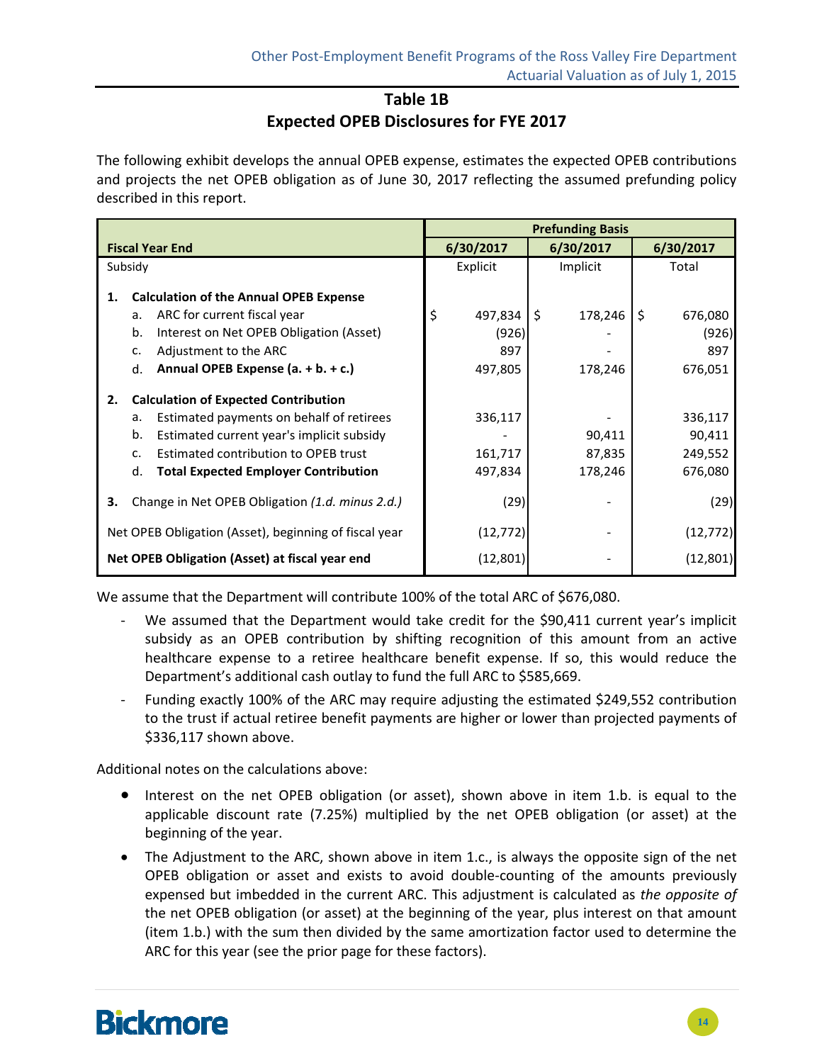## Table 1B
## Expected OPEB Disclosures for FYE 2017

The following exhibit develops the annual OPEB expense, estimates the expected OPEB contributions and projects the net OPEB obligation as of June 30, 2017 reflecting the assumed prefunding policy described in this report.

| | Prefunding Basis | | |
|---|---|---|---|
| **Fiscal Year End** | **6/30/2017** | **6/30/2017** | **6/30/2017** |
| Subsidy | Explicit | Implicit | Total |
| **1. Calculation of the Annual OPEB Expense** | | | |
| a. ARC for current fiscal year | $ 497,834 | $ 178,246 | $ 676,080 |
| b. Interest on Net OPEB Obligation (Asset) | (926) | - | (926) |
| c. Adjustment to the ARC | 897 | - | 897 |
| d. **Annual OPEB Expense (a. + b. + c.)** | 497,805 | 178,246 | 676,051 |
| **2. Calculation of Expected Contribution** | | | |
| a. Estimated payments on behalf of retirees | 336,117 | - | 336,117 |
| b. Estimated current year's implicit subsidy | - | 90,411 | 90,411 |
| c. Estimated contribution to OPEB trust | 161,717 | 87,835 | 249,552 |
| d. **Total Expected Employer Contribution** | 497,834 | 178,246 | 676,080 |
| 3. Change in Net OPEB Obligation *(1.d. minus 2.d.)* | (29) | - | (29) |
| Net OPEB Obligation (Asset), beginning of fiscal year | (12,772) | - | (12,772) |
| **Net OPEB Obligation (Asset) at fiscal year end** | (12,801) | - | (12,801) |

We assume that the Department will contribute 100% of the total ARC of $676,080.

- We assumed that the Department would take credit for the $90,411 current year's implicit subsidy as an OPEB contribution by shifting recognition of this amount from an active healthcare expense to a retiree healthcare benefit expense. If so, this would reduce the Department's additional cash outlay to fund the full ARC to $585,669.
- Funding exactly 100% of the ARC may require adjusting the estimated $249,552 contribution to the trust if actual retiree benefit payments are higher or lower than projected payments of $336,117 shown above.

Additional notes on the calculations above:

- Interest on the net OPEB obligation (or asset), shown above in item 1.b. is equal to the applicable discount rate (7.25%) multiplied by the net OPEB obligation (or asset) at the beginning of the year.
- The Adjustment to the ARC, shown above in item 1.c., is always the opposite sign of the net OPEB obligation or asset and exists to avoid double-counting of the amounts previously expensed but imbedded in the current ARC. This adjustment is calculated as *the opposite of* the net OPEB obligation (or asset) at the beginning of the year, plus interest on that amount (item 1.b.) with the sum then divided by the same amortization factor used to determine the ARC for this year (see the prior page for these factors).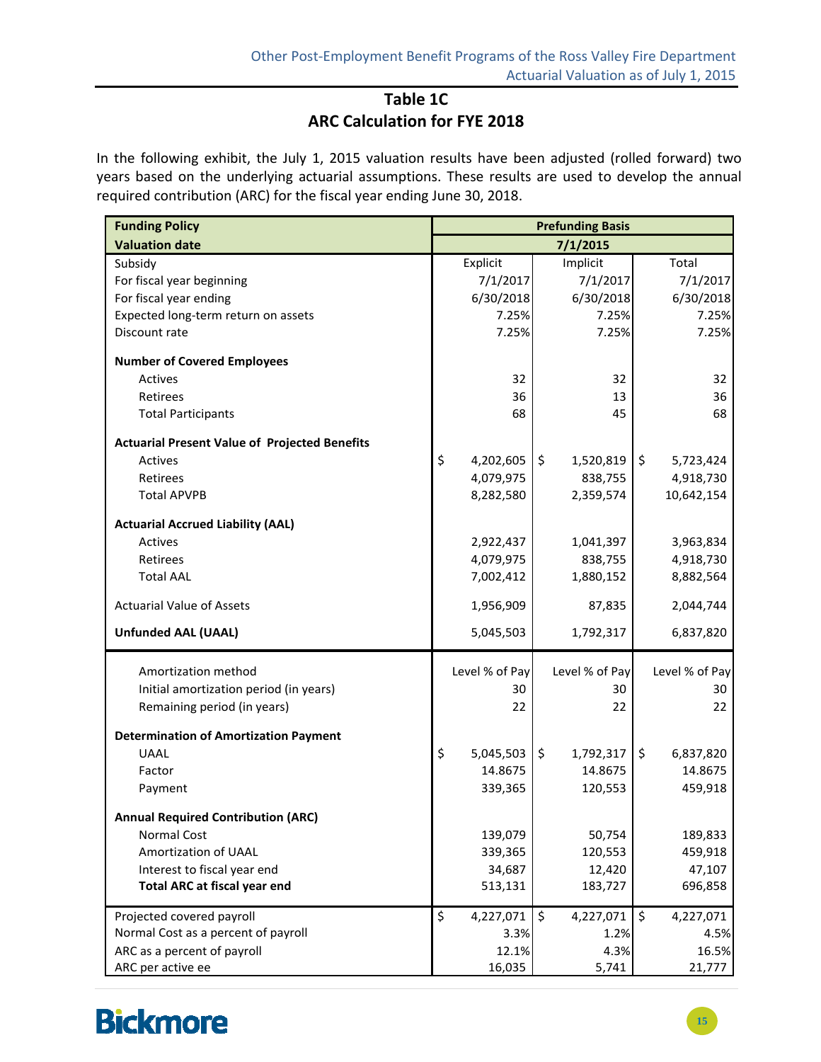# Table 1C
## ARC Calculation for FYE 2018

In the following exhibit, the July 1, 2015 valuation results have been adjusted (rolled forward) two years based on the underlying actuarial assumptions. These results are used to develop the annual required contribution (ARC) for the fiscal year ending June 30, 2018.

| **Funding Policy** | **Prefunding Basis** | | |
|---|---|---|---|
| **Valuation date** | **7/1/2015** | | |
| Subsidy | Explicit | Implicit | Total |
| For fiscal year beginning | 7/1/2017 | 7/1/2017 | 7/1/2017 |
| For fiscal year ending | 6/30/2018 | 6/30/2018 | 6/30/2018 |
| Expected long-term return on assets | 7.25% | 7.25% | 7.25% |
| Discount rate | 7.25% | 7.25% | 7.25% |
| **Number of Covered Employees** | | | |
| Actives | 32 | 32 | 32 |
| Retirees | 36 | 13 | 36 |
| Total Participants | 68 | 45 | 68 |
| **Actuarial Present Value of Projected Benefits** | | | |
| Actives | $ 4,202,605 | $ 1,520,819 | $ 5,723,424 |
| Retirees | 4,079,975 | 838,755 | 4,918,730 |
| Total APVPB | 8,282,580 | 2,359,574 | 10,642,154 |
| **Actuarial Accrued Liability (AAL)** | | | |
| Actives | 2,922,437 | 1,041,397 | 3,963,834 |
| Retirees | 4,079,975 | 838,755 | 4,918,730 |
| Total AAL | 7,002,412 | 1,880,152 | 8,882,564 |
| Actuarial Value of Assets | 1,956,909 | 87,835 | 2,044,744 |
| **Unfunded AAL (UAAL)** | 5,045,503 | 1,792,317 | 6,837,820 |
| Amortization method | Level % of Pay | Level % of Pay | Level % of Pay |
| Initial amortization period (in years) | 30 | 30 | 30 |
| Remaining period (in years) | 22 | 22 | 22 |
| **Determination of Amortization Payment** | | | |
| UAAL | $ 5,045,503 | $ 1,792,317 | $ 6,837,820 |
| Factor | 14.8675 | 14.8675 | 14.8675 |
| Payment | 339,365 | 120,553 | 459,918 |
| **Annual Required Contribution (ARC)** | | | |
| Normal Cost | 139,079 | 50,754 | 189,833 |
| Amortization of UAAL | 339,365 | 120,553 | 459,918 |
| Interest to fiscal year end | 34,687 | 12,420 | 47,107 |
| **Total ARC at fiscal year end** | 513,131 | 183,727 | 696,858 |
| Projected covered payroll | $ 4,227,071 | $ 4,227,071 | $ 4,227,071 |
| Normal Cost as a percent of payroll | 3.3% | 1.2% | 4.5% |
| ARC as a percent of payroll | 12.1% | 4.3% | 16.5% |
| ARC per active ee | 16,035 | 5,741 | 21,777 |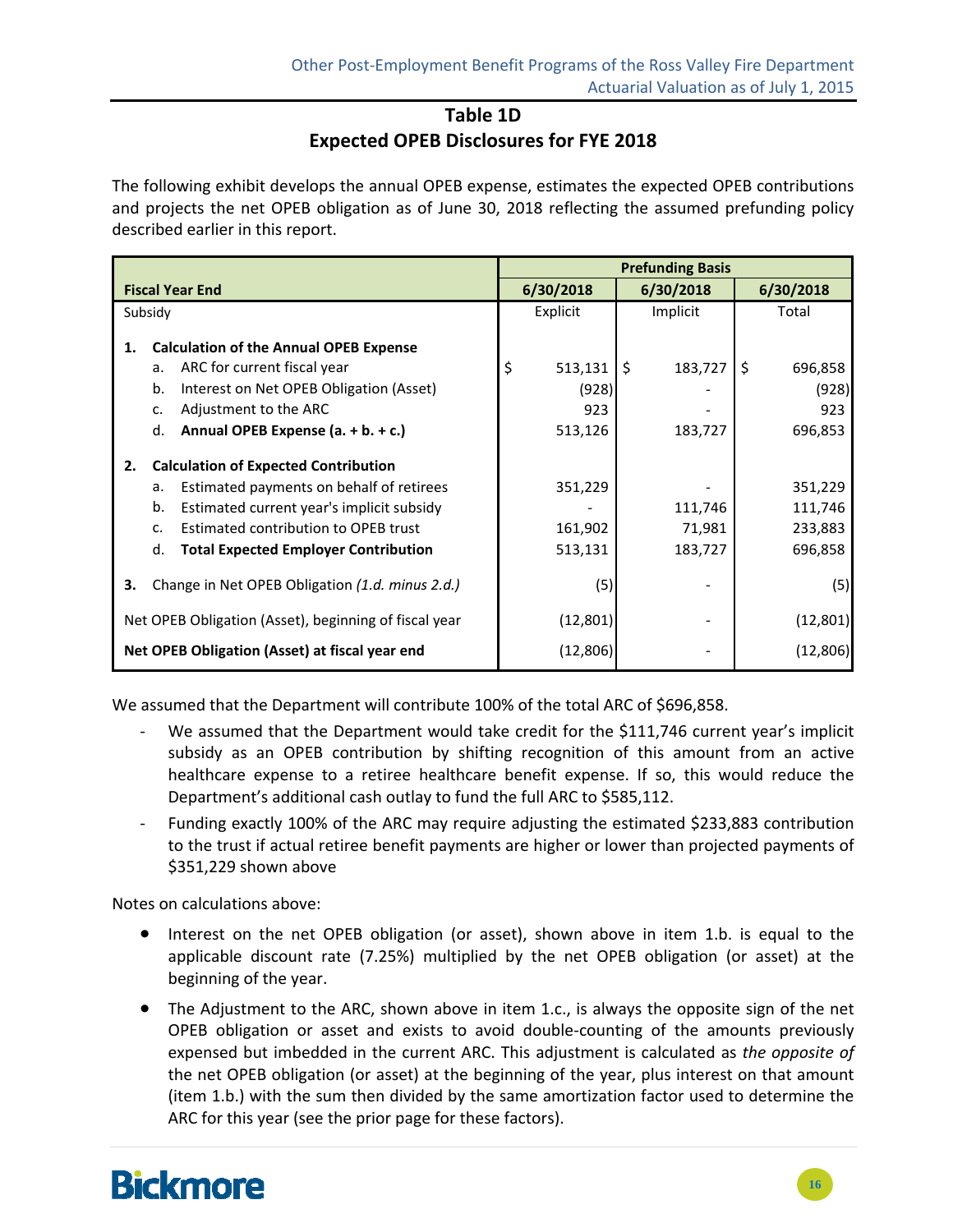## Table 1D
## Expected OPEB Disclosures for FYE 2018

The following exhibit develops the annual OPEB expense, estimates the expected OPEB contributions and projects the net OPEB obligation as of June 30, 2018 reflecting the assumed prefunding policy described earlier in this report.

| | Prefunding Basis | | |
|---|---|---|---|
| **Fiscal Year End** | **6/30/2018** | **6/30/2018** | **6/30/2018** |
| Subsidy | Explicit | Implicit | Total |
| **1. Calculation of the Annual OPEB Expense** | | | |
| a. ARC for current fiscal year | $ 513,131 | $ 183,727 | $ 696,858 |
| b. Interest on Net OPEB Obligation (Asset) | (928) | - | (928) |
| c. Adjustment to the ARC | 923 | - | 923 |
| d. **Annual OPEB Expense (a. + b. + c.)** | 513,126 | 183,727 | 696,853 |
| **2. Calculation of Expected Contribution** | | | |
| a. Estimated payments on behalf of retirees | 351,229 | - | 351,229 |
| b. Estimated current year's implicit subsidy | - | 111,746 | 111,746 |
| c. Estimated contribution to OPEB trust | 161,902 | 71,981 | 233,883 |
| d. **Total Expected Employer Contribution** | 513,131 | 183,727 | 696,858 |
| **3.** Change in Net OPEB Obligation *(1.d. minus 2.d.)* | (5) | - | (5) |
| Net OPEB Obligation (Asset), beginning of fiscal year | (12,801) | - | (12,801) |
| **Net OPEB Obligation (Asset) at fiscal year end** | (12,806) | - | (12,806) |

We assumed that the Department will contribute 100% of the total ARC of $696,858.

- We assumed that the Department would take credit for the $111,746 current year's implicit subsidy as an OPEB contribution by shifting recognition of this amount from an active healthcare expense to a retiree healthcare benefit expense. If so, this would reduce the Department's additional cash outlay to fund the full ARC to $585,112.
- Funding exactly 100% of the ARC may require adjusting the estimated $233,883 contribution to the trust if actual retiree benefit payments are higher or lower than projected payments of $351,229 shown above

Notes on calculations above:

- Interest on the net OPEB obligation (or asset), shown above in item 1.b. is equal to the applicable discount rate (7.25%) multiplied by the net OPEB obligation (or asset) at the beginning of the year.
- The Adjustment to the ARC, shown above in item 1.c., is always the opposite sign of the net OPEB obligation or asset and exists to avoid double-counting of the amounts previously expensed but imbedded in the current ARC. This adjustment is calculated as *the opposite of* the net OPEB obligation (or asset) at the beginning of the year, plus interest on that amount (item 1.b.) with the sum then divided by the same amortization factor used to determine the ARC for this year (see the prior page for these factors).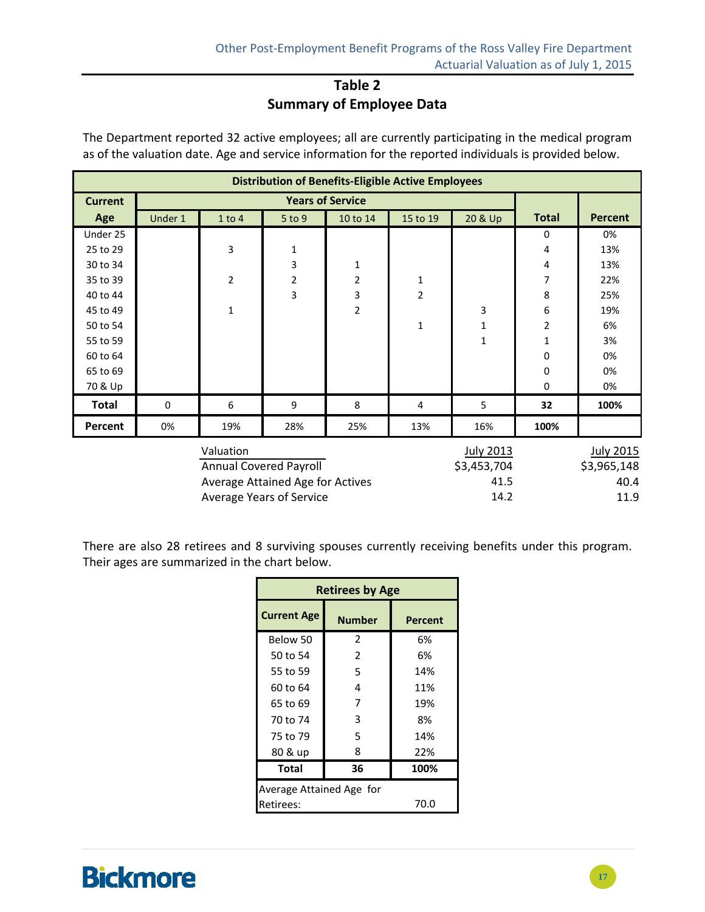# Table 2
## Summary of Employee Data

The Department reported 32 active employees; all are currently participating in the medical program as of the valuation date. Age and service information for the reported individuals is provided below.

| Distribution of Benefits-Eligible Active Employees | | | | | | | | |
|---|---|---|---|---|---|---|---|---|
| **Current Age** | **Years of Service** | | | | | | **Total** | **Percent** |
| | Under 1 | 1 to 4 | 5 to 9 | 10 to 14 | 15 to 19 | 20 & Up | | |
| Under 25 | | | | | | | 0 | 0% |
| 25 to 29 | | 3 | 1 | | | | 4 | 13% |
| 30 to 34 | | | 3 | 1 | | | 4 | 13% |
| 35 to 39 | | 2 | 2 | 2 | 1 | | 7 | 22% |
| 40 to 44 | | | 3 | 3 | 2 | | 8 | 25% |
| 45 to 49 | | 1 | | 2 | | 3 | 6 | 19% |
| 50 to 54 | | | | | 1 | 1 | 2 | 6% |
| 55 to 59 | | | | | | 1 | 1 | 3% |
| 60 to 64 | | | | | | | 0 | 0% |
| 65 to 69 | | | | | | | 0 | 0% |
| 70 & Up | | | | | | | 0 | 0% |
| **Total** | 0 | 6 | 9 | 8 | 4 | 5 | **32** | **100%** |
| **Percent** | 0% | 19% | 28% | 25% | 13% | 16% | **100%** | |

| Valuation | July 2013 | July 2015 |
|---|---|---|
| Annual Covered Payroll | $3,453,704 | $3,965,148 |
| Average Attained Age for Actives | 41.5 | 40.4 |
| Average Years of Service | 14.2 | 11.9 |

There are also 28 retirees and 8 surviving spouses currently receiving benefits under this program. Their ages are summarized in the chart below.

| Retirees by Age | | |
|---|---|---|
| **Current Age** | **Number** | **Percent** |
| Below 50 | 2 | 6% |
| 50 to 54 | 2 | 6% |
| 55 to 59 | 5 | 14% |
| 60 to 64 | 4 | 11% |
| 65 to 69 | 7 | 19% |
| 70 to 74 | 3 | 8% |
| 75 to 79 | 5 | 14% |
| 80 & up | 8 | 22% |
| **Total** | **36** | **100%** |
| Average Attained Age for Retirees: | | 70.0 |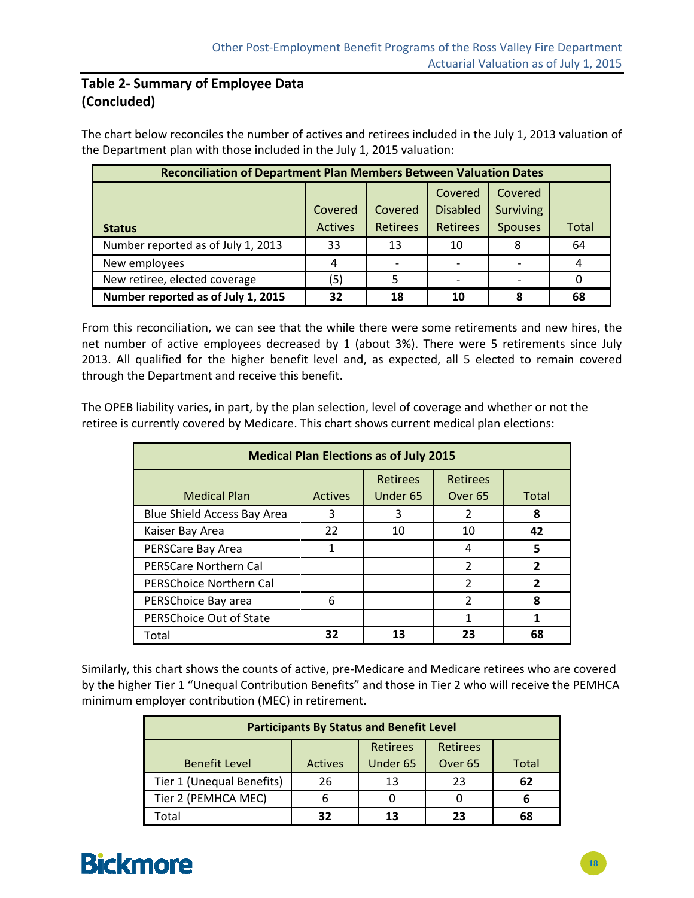## Table 2- Summary of Employee Data (Concluded)

The chart below reconciles the number of actives and retirees included in the July 1, 2013 valuation of the Department plan with those included in the July 1, 2015 valuation:

| Reconciliation of Department Plan Members Between Valuation Dates | | | | | |
|---|---|---|---|---|---|
| **Status** | Covered Actives | Covered Retirees | Covered Disabled Retirees | Covered Surviving Spouses | Total |
| Number reported as of July 1, 2013 | 33 | 13 | 10 | 8 | 64 |
| New employees | 4 | - | - | - | 4 |
| New retiree, elected coverage | (5) | 5 | - | - | 0 |
| **Number reported as of July 1, 2015** | **32** | **18** | **10** | **8** | **68** |

From this reconciliation, we can see that the while there were some retirements and new hires, the net number of active employees decreased by 1 (about 3%). There were 5 retirements since July 2013. All qualified for the higher benefit level and, as expected, all 5 elected to remain covered through the Department and receive this benefit.

The OPEB liability varies, in part, by the plan selection, level of coverage and whether or not the retiree is currently covered by Medicare. This chart shows current medical plan elections:

| Medical Plan Elections as of July 2015 | | | | |
|---|---|---|---|---|
| Medical Plan | Actives | Retirees Under 65 | Retirees Over 65 | Total |
| Blue Shield Access Bay Area | 3 | 3 | 2 | **8** |
| Kaiser Bay Area | 22 | 10 | 10 | **42** |
| PERSCare Bay Area | 1 | | 4 | **5** |
| PERSCare Northern Cal | | | 2 | **2** |
| PERSChoice Northern Cal | | | 2 | **2** |
| PERSChoice Bay area | 6 | | 2 | **8** |
| PERSChoice Out of State | | | 1 | **1** |
| Total | **32** | **13** | **23** | **68** |

Similarly, this chart shows the counts of active, pre-Medicare and Medicare retirees who are covered by the higher Tier 1 "Unequal Contribution Benefits" and those in Tier 2 who will receive the PEMHCA minimum employer contribution (MEC) in retirement.

| Participants By Status and Benefit Level | | | | |
|---|---|---|---|---|
| Benefit Level | Actives | Retirees Under 65 | Retirees Over 65 | Total |
| Tier 1 (Unequal Benefits) | 26 | 13 | 23 | **62** |
| Tier 2 (PEMHCA MEC) | 6 | 0 | 0 | **6** |
| Total | **32** | **13** | **23** | **68** |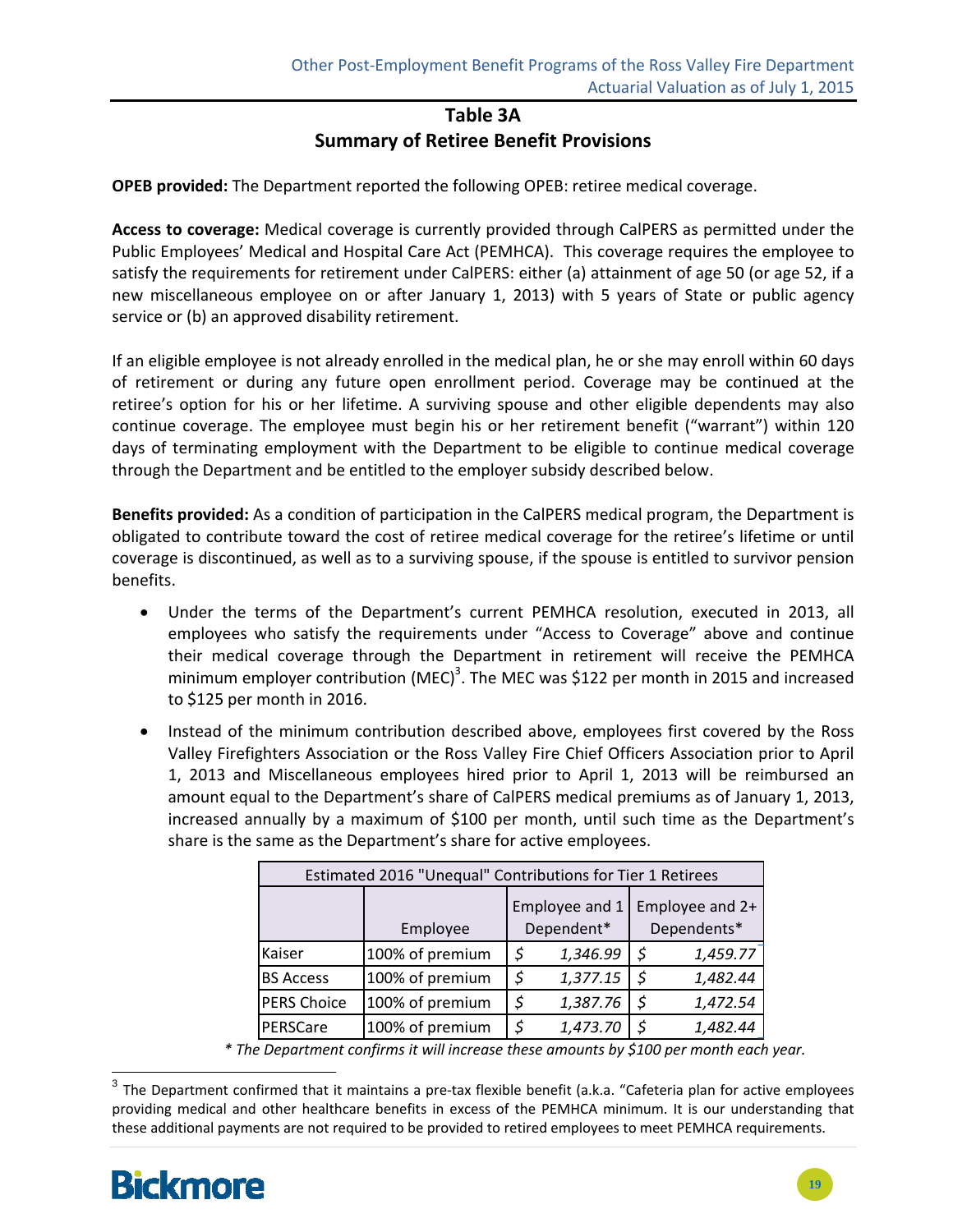## Table 3A
## Summary of Retiree Benefit Provisions

**OPEB provided:** The Department reported the following OPEB: retiree medical coverage.

**Access to coverage:** Medical coverage is currently provided through CalPERS as permitted under the Public Employees' Medical and Hospital Care Act (PEMHCA). This coverage requires the employee to satisfy the requirements for retirement under CalPERS: either (a) attainment of age 50 (or age 52, if a new miscellaneous employee on or after January 1, 2013) with 5 years of State or public agency service or (b) an approved disability retirement.

If an eligible employee is not already enrolled in the medical plan, he or she may enroll within 60 days of retirement or during any future open enrollment period. Coverage may be continued at the retiree's option for his or her lifetime. A surviving spouse and other eligible dependents may also continue coverage. The employee must begin his or her retirement benefit ("warrant") within 120 days of terminating employment with the Department to be eligible to continue medical coverage through the Department and be entitled to the employer subsidy described below.

**Benefits provided:** As a condition of participation in the CalPERS medical program, the Department is obligated to contribute toward the cost of retiree medical coverage for the retiree's lifetime or until coverage is discontinued, as well as to a surviving spouse, if the spouse is entitled to survivor pension benefits.

- Under the terms of the Department's current PEMHCA resolution, executed in 2013, all employees who satisfy the requirements under "Access to Coverage" above and continue their medical coverage through the Department in retirement will receive the PEMHCA minimum employer contribution (MEC)[3]. The MEC was $122 per month in 2015 and increased to $125 per month in 2016.
- Instead of the minimum contribution described above, employees first covered by the Ross Valley Firefighters Association or the Ross Valley Fire Chief Officers Association prior to April 1, 2013 and Miscellaneous employees hired prior to April 1, 2013 will be reimbursed an amount equal to the Department's share of CalPERS medical premiums as of January 1, 2013, increased annually by a maximum of $100 per month, until such time as the Department's share is the same as the Department's share for active employees.

| Estimated 2016 "Unequal" Contributions for Tier 1 Retirees | | | |
|---|---|---|---|
| | Employee | Employee and 1 Dependent* | Employee and 2+ Dependents* |
| Kaiser | 100% of premium | $ *1,346.99* | $ *1,459.77* |
| BS Access | 100% of premium | $ *1,377.15* | $ *1,482.44* |
| PERS Choice | 100% of premium | $ *1,387.76* | $ *1,472.54* |
| PERSCare | 100% of premium | $ *1,473.70* | $ *1,482.44* |

*\* The Department confirms it will increase these amounts by $100 per month each year.*

[3] The Department confirmed that it maintains a pre-tax flexible benefit (a.k.a. "Cafeteria plan for active employees providing medical and other healthcare benefits in excess of the PEMHCA minimum. It is our understanding that these additional payments are not required to be provided to retired employees to meet PEMHCA requirements.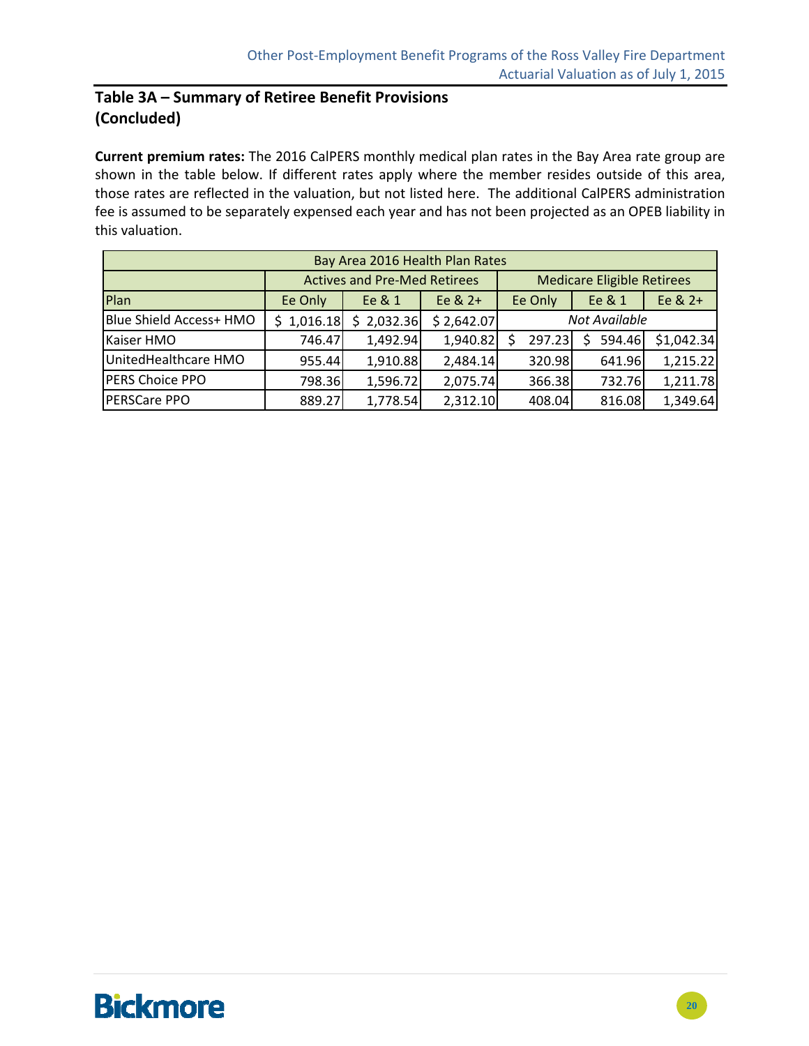## Table 3A – Summary of Retiree Benefit Provisions (Concluded)

**Current premium rates:** The 2016 CalPERS monthly medical plan rates in the Bay Area rate group are shown in the table below. If different rates apply where the member resides outside of this area, those rates are reflected in the valuation, but not listed here. The additional CalPERS administration fee is assumed to be separately expensed each year and has not been projected as an OPEB liability in this valuation.

| Bay Area 2016 Health Plan Rates | | | | | | |
|---|---|---|---|---|---|---|
| | Actives and Pre-Med Retirees | | | Medicare Eligible Retirees | | |
| Plan | Ee Only | Ee & 1 | Ee & 2+ | Ee Only | Ee & 1 | Ee & 2+ |
| Blue Shield Access+ HMO | $ 1,016.18 | $ 2,032.36 | $ 2,642.07 | *Not Available* | | |
| Kaiser HMO | 746.47 | 1,492.94 | 1,940.82 | $ 297.23 | $ 594.46 | $1,042.34 |
| UnitedHealthcare HMO | 955.44 | 1,910.88 | 2,484.14 | 320.98 | 641.96 | 1,215.22 |
| PERS Choice PPO | 798.36 | 1,596.72 | 2,075.74 | 366.38 | 732.76 | 1,211.78 |
| PERSCare PPO | 889.27 | 1,778.54 | 2,312.10 | 408.04 | 816.08 | 1,349.64 |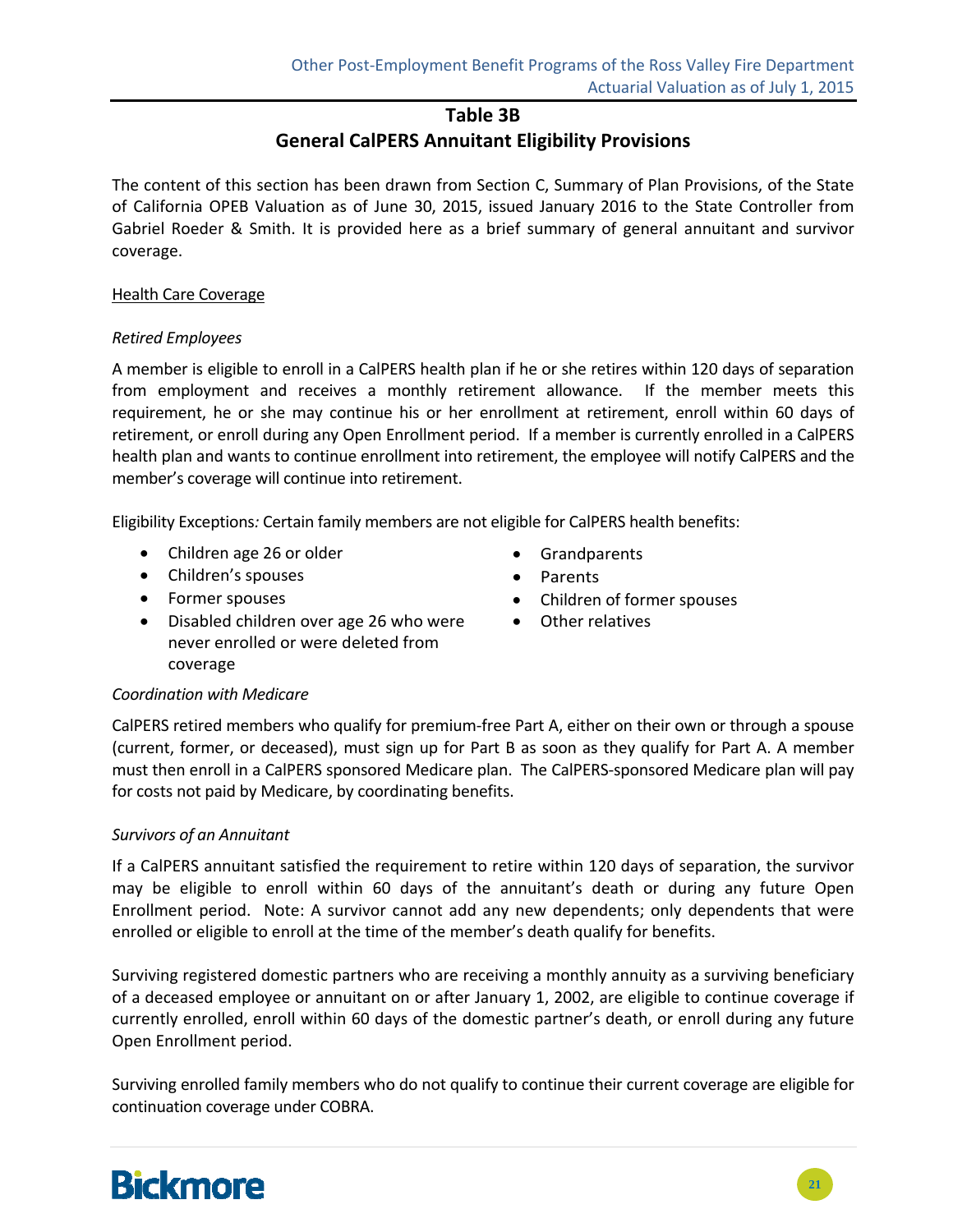## Table 3B
## General CalPERS Annuitant Eligibility Provisions

The content of this section has been drawn from Section C, Summary of Plan Provisions, of the State of California OPEB Valuation as of June 30, 2015, issued January 2016 to the State Controller from Gabriel Roeder & Smith. It is provided here as a brief summary of general annuitant and survivor coverage.

<u>Health Care Coverage</u>

*Retired Employees*

A member is eligible to enroll in a CalPERS health plan if he or she retires within 120 days of separation from employment and receives a monthly retirement allowance. If the member meets this requirement, he or she may continue his or her enrollment at retirement, enroll within 60 days of retirement, or enroll during any Open Enrollment period. If a member is currently enrolled in a CalPERS health plan and wants to continue enrollment into retirement, the employee will notify CalPERS and the member's coverage will continue into retirement.

Eligibility Exceptions*:* Certain family members are not eligible for CalPERS health benefits:

- Children age 26 or older
- Children's spouses
- Former spouses
- Disabled children over age 26 who were never enrolled or were deleted from coverage
- Grandparents
- Parents
- Children of former spouses
- Other relatives

*Coordination with Medicare*

CalPERS retired members who qualify for premium-free Part A, either on their own or through a spouse (current, former, or deceased), must sign up for Part B as soon as they qualify for Part A. A member must then enroll in a CalPERS sponsored Medicare plan. The CalPERS-sponsored Medicare plan will pay for costs not paid by Medicare, by coordinating benefits.

*Survivors of an Annuitant*

If a CalPERS annuitant satisfied the requirement to retire within 120 days of separation, the survivor may be eligible to enroll within 60 days of the annuitant's death or during any future Open Enrollment period. Note: A survivor cannot add any new dependents; only dependents that were enrolled or eligible to enroll at the time of the member's death qualify for benefits.

Surviving registered domestic partners who are receiving a monthly annuity as a surviving beneficiary of a deceased employee or annuitant on or after January 1, 2002, are eligible to continue coverage if currently enrolled, enroll within 60 days of the domestic partner's death, or enroll during any future Open Enrollment period.

Surviving enrolled family members who do not qualify to continue their current coverage are eligible for continuation coverage under COBRA.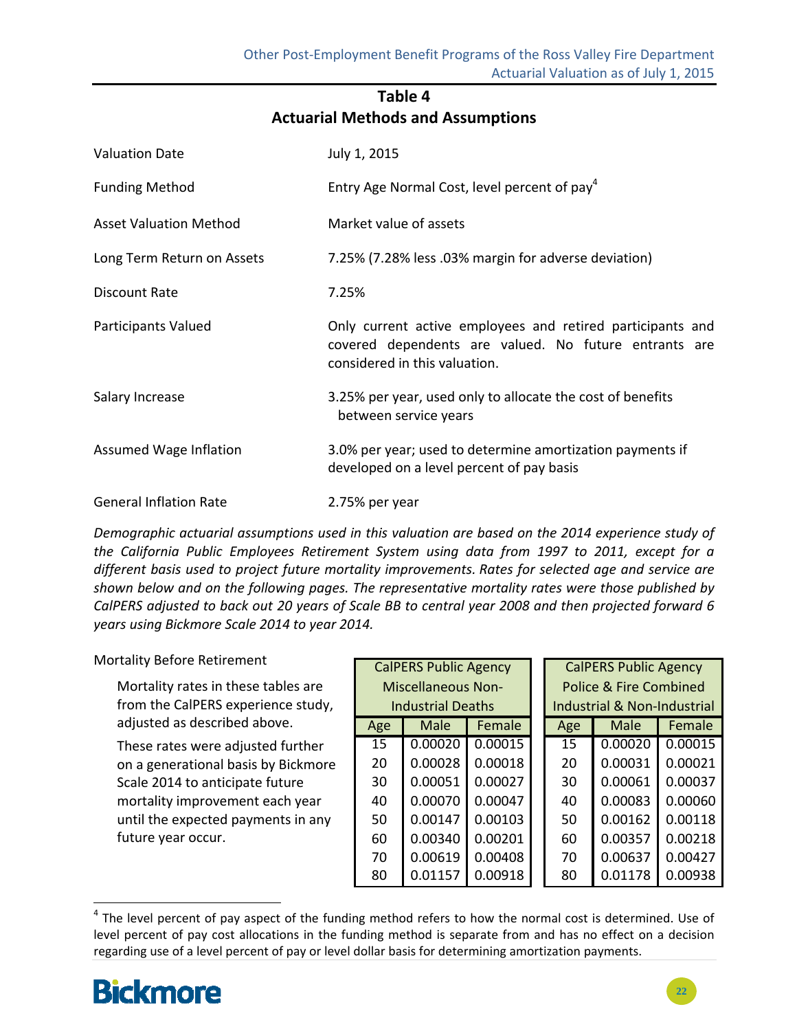## Table 4
## Actuarial Methods and Assumptions

| | |
|---|---|
| Valuation Date | July 1, 2015 |
| Funding Method | Entry Age Normal Cost, level percent of pay[4] |
| Asset Valuation Method | Market value of assets |
| Long Term Return on Assets | 7.25% (7.28% less .03% margin for adverse deviation) |
| Discount Rate | 7.25% |
| Participants Valued | Only current active employees and retired participants and covered dependents are valued. No future entrants are considered in this valuation. |
| Salary Increase | 3.25% per year, used only to allocate the cost of benefits between service years |
| Assumed Wage Inflation | 3.0% per year; used to determine amortization payments if developed on a level percent of pay basis |
| General Inflation Rate | 2.75% per year |

*Demographic actuarial assumptions used in this valuation are based on the 2014 experience study of the California Public Employees Retirement System using data from 1997 to 2011, except for a different basis used to project future mortality improvements. Rates for selected age and service are shown below and on the following pages. The representative mortality rates were those published by CalPERS adjusted to back out 20 years of Scale BB to central year 2008 and then projected forward 6 years using Bickmore Scale 2014 to year 2014.*

Mortality Before Retirement

Mortality rates in these tables are from the CalPERS experience study, adjusted as described above.

These rates were adjusted further on a generational basis by Bickmore Scale 2014 to anticipate future mortality improvement each year until the expected payments in any future year occur.

| CalPERS Public Agency Miscellaneous Non-Industrial Deaths | | |
|---|---|---|
| Age | Male | Female |
| 15 | 0.00020 | 0.00015 |
| 20 | 0.00028 | 0.00018 |
| 30 | 0.00051 | 0.00027 |
| 40 | 0.00070 | 0.00047 |
| 50 | 0.00147 | 0.00103 |
| 60 | 0.00340 | 0.00201 |
| 70 | 0.00619 | 0.00408 |
| 80 | 0.01157 | 0.00918 |

| CalPERS Public Agency Police & Fire Combined Industrial & Non-Industrial | | |
|---|---|---|
| Age | Male | Female |
| 15 | 0.00020 | 0.00015 |
| 20 | 0.00031 | 0.00021 |
| 30 | 0.00061 | 0.00037 |
| 40 | 0.00083 | 0.00060 |
| 50 | 0.00162 | 0.00118 |
| 60 | 0.00357 | 0.00218 |
| 70 | 0.00637 | 0.00427 |
| 80 | 0.01178 | 0.00938 |

[4] The level percent of pay aspect of the funding method refers to how the normal cost is determined. Use of level percent of pay cost allocations in the funding method is separate from and has no effect on a decision regarding use of a level percent of pay or level dollar basis for determining amortization payments.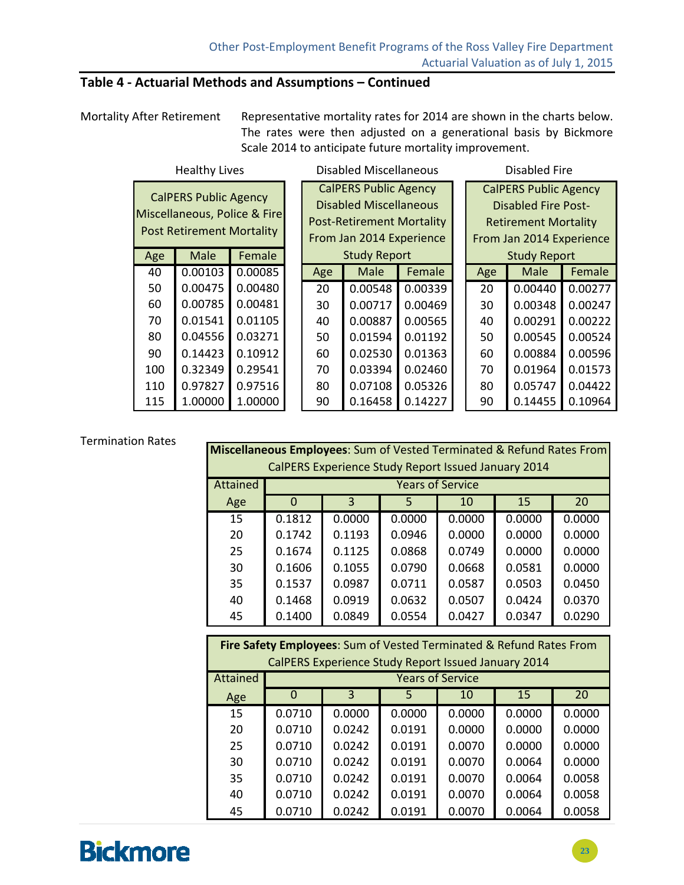## Table 4 - Actuarial Methods and Assumptions – Continued

Mortality After Retirement

Representative mortality rates for 2014 are shown in the charts below. The rates were then adjusted on a generational basis by Bickmore Scale 2014 to anticipate future mortality improvement.

**Healthy Lives**

| CalPERS Public Agency Miscellaneous, Police & Fire Post Retirement Mortality | | |
|---|---|---|
| Age | Male | Female |
| 40 | 0.00103 | 0.00085 |
| 50 | 0.00475 | 0.00480 |
| 60 | 0.00785 | 0.00481 |
| 70 | 0.01541 | 0.01105 |
| 80 | 0.04556 | 0.03271 |
| 90 | 0.14423 | 0.10912 |
| 100 | 0.32349 | 0.29541 |
| 110 | 0.97827 | 0.97516 |
| 115 | 1.00000 | 1.00000 |

**Disabled Miscellaneous**

| CalPERS Public Agency Disabled Miscellaneous Post-Retirement Mortality From Jan 2014 Experience Study Report | | |
|---|---|---|
| Age | Male | Female |
| 20 | 0.00548 | 0.00339 |
| 30 | 0.00717 | 0.00469 |
| 40 | 0.00887 | 0.00565 |
| 50 | 0.01594 | 0.01192 |
| 60 | 0.02530 | 0.01363 |
| 70 | 0.03394 | 0.02460 |
| 80 | 0.07108 | 0.05326 |
| 90 | 0.16458 | 0.14227 |

**Disabled Fire**

| CalPERS Public Agency Disabled Fire Post-Retirement Mortality From Jan 2014 Experience Study Report | | |
|---|---|---|
| Age | Male | Female |
| 20 | 0.00440 | 0.00277 |
| 30 | 0.00348 | 0.00247 |
| 40 | 0.00291 | 0.00222 |
| 50 | 0.00545 | 0.00524 |
| 60 | 0.00884 | 0.00596 |
| 70 | 0.01964 | 0.01573 |
| 80 | 0.05747 | 0.04422 |
| 90 | 0.14455 | 0.10964 |

Termination Rates

**Miscellaneous Employees**: Sum of Vested Terminated & Refund Rates From CalPERS Experience Study Report Issued January 2014

| Attained | Years of Service | | | | | |
|---|---|---|---|---|---|---|
| Age | 0 | 3 | 5 | 10 | 15 | 20 |
| 15 | 0.1812 | 0.0000 | 0.0000 | 0.0000 | 0.0000 | 0.0000 |
| 20 | 0.1742 | 0.1193 | 0.0946 | 0.0000 | 0.0000 | 0.0000 |
| 25 | 0.1674 | 0.1125 | 0.0868 | 0.0749 | 0.0000 | 0.0000 |
| 30 | 0.1606 | 0.1055 | 0.0790 | 0.0668 | 0.0581 | 0.0000 |
| 35 | 0.1537 | 0.0987 | 0.0711 | 0.0587 | 0.0503 | 0.0450 |
| 40 | 0.1468 | 0.0919 | 0.0632 | 0.0507 | 0.0424 | 0.0370 |
| 45 | 0.1400 | 0.0849 | 0.0554 | 0.0427 | 0.0347 | 0.0290 |

**Fire Safety Employees**: Sum of Vested Terminated & Refund Rates From CalPERS Experience Study Report Issued January 2014

| Attained | Years of Service | | | | | |
|---|---|---|---|---|---|---|
| Age | 0 | 3 | 5 | 10 | 15 | 20 |
| 15 | 0.0710 | 0.0000 | 0.0000 | 0.0000 | 0.0000 | 0.0000 |
| 20 | 0.0710 | 0.0242 | 0.0191 | 0.0000 | 0.0000 | 0.0000 |
| 25 | 0.0710 | 0.0242 | 0.0191 | 0.0070 | 0.0000 | 0.0000 |
| 30 | 0.0710 | 0.0242 | 0.0191 | 0.0070 | 0.0064 | 0.0000 |
| 35 | 0.0710 | 0.0242 | 0.0191 | 0.0070 | 0.0064 | 0.0058 |
| 40 | 0.0710 | 0.0242 | 0.0191 | 0.0070 | 0.0064 | 0.0058 |
| 45 | 0.0710 | 0.0242 | 0.0191 | 0.0070 | 0.0064 | 0.0058 |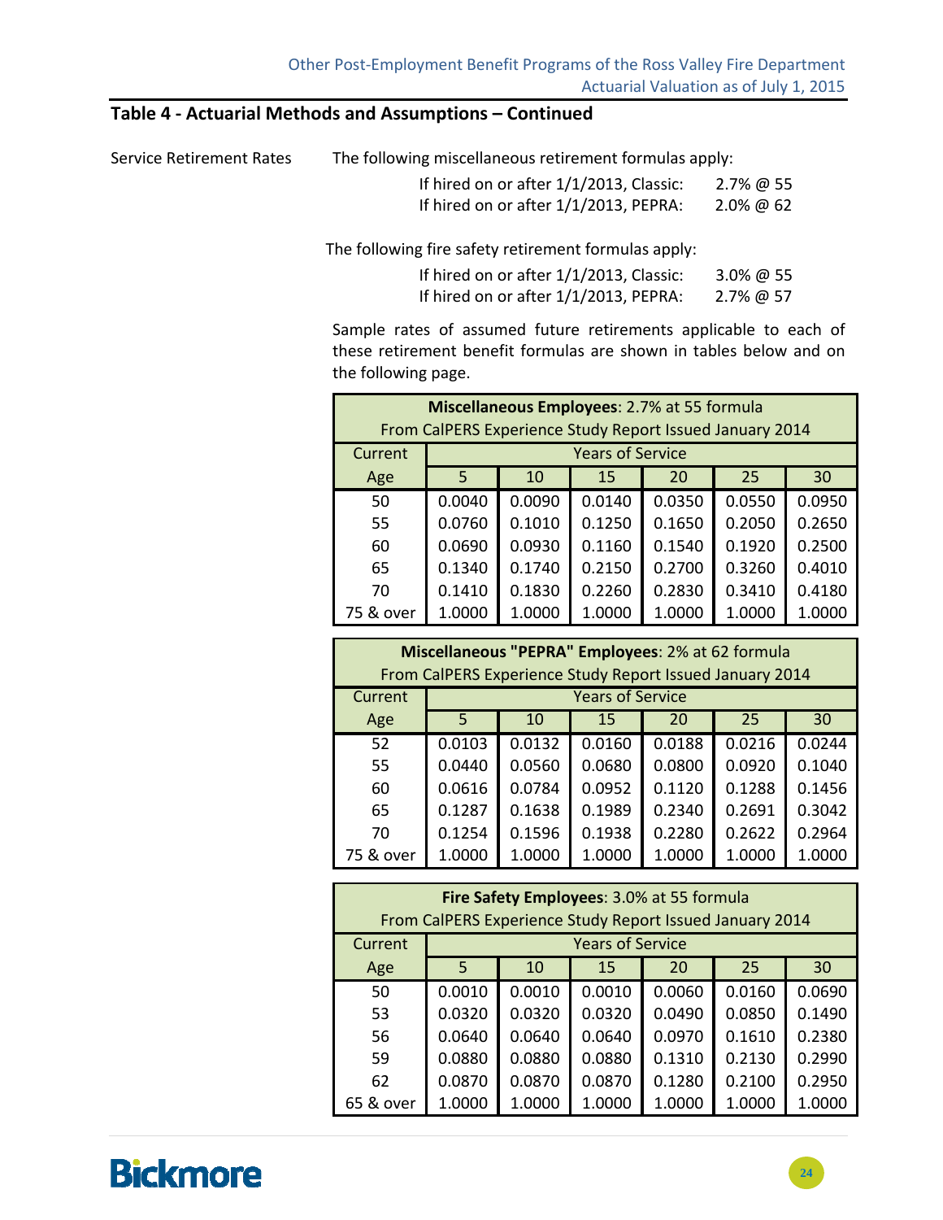## Table 4 - Actuarial Methods and Assumptions – Continued

Service Retirement Rates

The following miscellaneous retirement formulas apply:

| | |
|---|---|
| If hired on or after 1/1/2013, Classic: | 2.7% @ 55 |
| If hired on or after 1/1/2013, PEPRA: | 2.0% @ 62 |

The following fire safety retirement formulas apply:

| | |
|---|---|
| If hired on or after 1/1/2013, Classic: | 3.0% @ 55 |
| If hired on or after 1/1/2013, PEPRA: | 2.7% @ 57 |

Sample rates of assumed future retirements applicable to each of these retirement benefit formulas are shown in tables below and on the following page.

| **Miscellaneous Employees**: 2.7% at 55 formula<br>From CalPERS Experience Study Report Issued January 2014 | | | | | | |
|---|---|---|---|---|---|---|
| Current | Years of Service | | | | | |
| Age | 5 | 10 | 15 | 20 | 25 | 30 |
| 50 | 0.0040 | 0.0090 | 0.0140 | 0.0350 | 0.0550 | 0.0950 |
| 55 | 0.0760 | 0.1010 | 0.1250 | 0.1650 | 0.2050 | 0.2650 |
| 60 | 0.0690 | 0.0930 | 0.1160 | 0.1540 | 0.1920 | 0.2500 |
| 65 | 0.1340 | 0.1740 | 0.2150 | 0.2700 | 0.3260 | 0.4010 |
| 70 | 0.1410 | 0.1830 | 0.2260 | 0.2830 | 0.3410 | 0.4180 |
| 75 & over | 1.0000 | 1.0000 | 1.0000 | 1.0000 | 1.0000 | 1.0000 |

| **Miscellaneous "PEPRA" Employees**: 2% at 62 formula<br>From CalPERS Experience Study Report Issued January 2014 | | | | | | |
|---|---|---|---|---|---|---|
| Current | Years of Service | | | | | |
| Age | 5 | 10 | 15 | 20 | 25 | 30 |
| 52 | 0.0103 | 0.0132 | 0.0160 | 0.0188 | 0.0216 | 0.0244 |
| 55 | 0.0440 | 0.0560 | 0.0680 | 0.0800 | 0.0920 | 0.1040 |
| 60 | 0.0616 | 0.0784 | 0.0952 | 0.1120 | 0.1288 | 0.1456 |
| 65 | 0.1287 | 0.1638 | 0.1989 | 0.2340 | 0.2691 | 0.3042 |
| 70 | 0.1254 | 0.1596 | 0.1938 | 0.2280 | 0.2622 | 0.2964 |
| 75 & over | 1.0000 | 1.0000 | 1.0000 | 1.0000 | 1.0000 | 1.0000 |

| **Fire Safety Employees**: 3.0% at 55 formula<br>From CalPERS Experience Study Report Issued January 2014 | | | | | | |
|---|---|---|---|---|---|---|
| Current | Years of Service | | | | | |
| Age | 5 | 10 | 15 | 20 | 25 | 30 |
| 50 | 0.0010 | 0.0010 | 0.0010 | 0.0060 | 0.0160 | 0.0690 |
| 53 | 0.0320 | 0.0320 | 0.0320 | 0.0490 | 0.0850 | 0.1490 |
| 56 | 0.0640 | 0.0640 | 0.0640 | 0.0970 | 0.1610 | 0.2380 |
| 59 | 0.0880 | 0.0880 | 0.0880 | 0.1310 | 0.2130 | 0.2990 |
| 62 | 0.0870 | 0.0870 | 0.0870 | 0.1280 | 0.2100 | 0.2950 |
| 65 & over | 1.0000 | 1.0000 | 1.0000 | 1.0000 | 1.0000 | 1.0000 |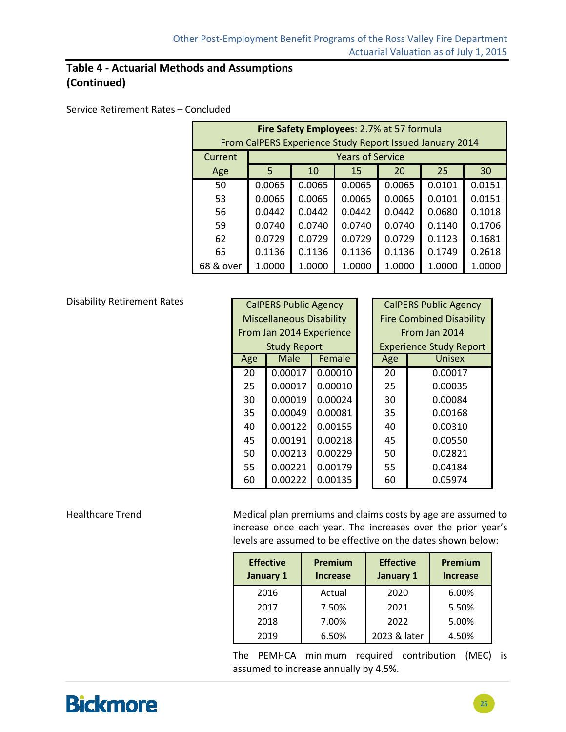## Table 4 - Actuarial Methods and Assumptions (Continued)

Service Retirement Rates – Concluded

| **Fire Safety Employees**: 2.7% at 57 formula From CalPERS Experience Study Report Issued January 2014 | | | | | | |
|---|---|---|---|---|---|---|
| Current Age | Years of Service | | | | | |
| | 5 | 10 | 15 | 20 | 25 | 30 |
| 50 | 0.0065 | 0.0065 | 0.0065 | 0.0065 | 0.0101 | 0.0151 |
| 53 | 0.0065 | 0.0065 | 0.0065 | 0.0065 | 0.0101 | 0.0151 |
| 56 | 0.0442 | 0.0442 | 0.0442 | 0.0442 | 0.0680 | 0.1018 |
| 59 | 0.0740 | 0.0740 | 0.0740 | 0.0740 | 0.1140 | 0.1706 |
| 62 | 0.0729 | 0.0729 | 0.0729 | 0.0729 | 0.1123 | 0.1681 |
| 65 | 0.1136 | 0.1136 | 0.1136 | 0.1136 | 0.1749 | 0.2618 |
| 68 & over | 1.0000 | 1.0000 | 1.0000 | 1.0000 | 1.0000 | 1.0000 |

Disability Retirement Rates

| CalPERS Public Agency Miscellaneous Disability From Jan 2014 Experience Study Report | | |
|---|---|---|
| Age | Male | Female |
| 20 | 0.00017 | 0.00010 |
| 25 | 0.00017 | 0.00010 |
| 30 | 0.00019 | 0.00024 |
| 35 | 0.00049 | 0.00081 |
| 40 | 0.00122 | 0.00155 |
| 45 | 0.00191 | 0.00218 |
| 50 | 0.00213 | 0.00229 |
| 55 | 0.00221 | 0.00179 |
| 60 | 0.00222 | 0.00135 |

| CalPERS Public Agency Fire Combined Disability From Jan 2014 Experience Study Report | |
|---|---|
| Age | Unisex |
| 20 | 0.00017 |
| 25 | 0.00035 |
| 30 | 0.00084 |
| 35 | 0.00168 |
| 40 | 0.00310 |
| 45 | 0.00550 |
| 50 | 0.02821 |
| 55 | 0.04184 |
| 60 | 0.05974 |

Healthcare Trend

Medical plan premiums and claims costs by age are assumed to increase once each year. The increases over the prior year's levels are assumed to be effective on the dates shown below:

| Effective January 1 | Premium Increase | Effective January 1 | Premium Increase |
|---|---|---|---|
| 2016 | Actual | 2020 | 6.00% |
| 2017 | 7.50% | 2021 | 5.50% |
| 2018 | 7.00% | 2022 | 5.00% |
| 2019 | 6.50% | 2023 & later | 4.50% |

The PEMHCA minimum required contribution (MEC) is assumed to increase annually by 4.5%.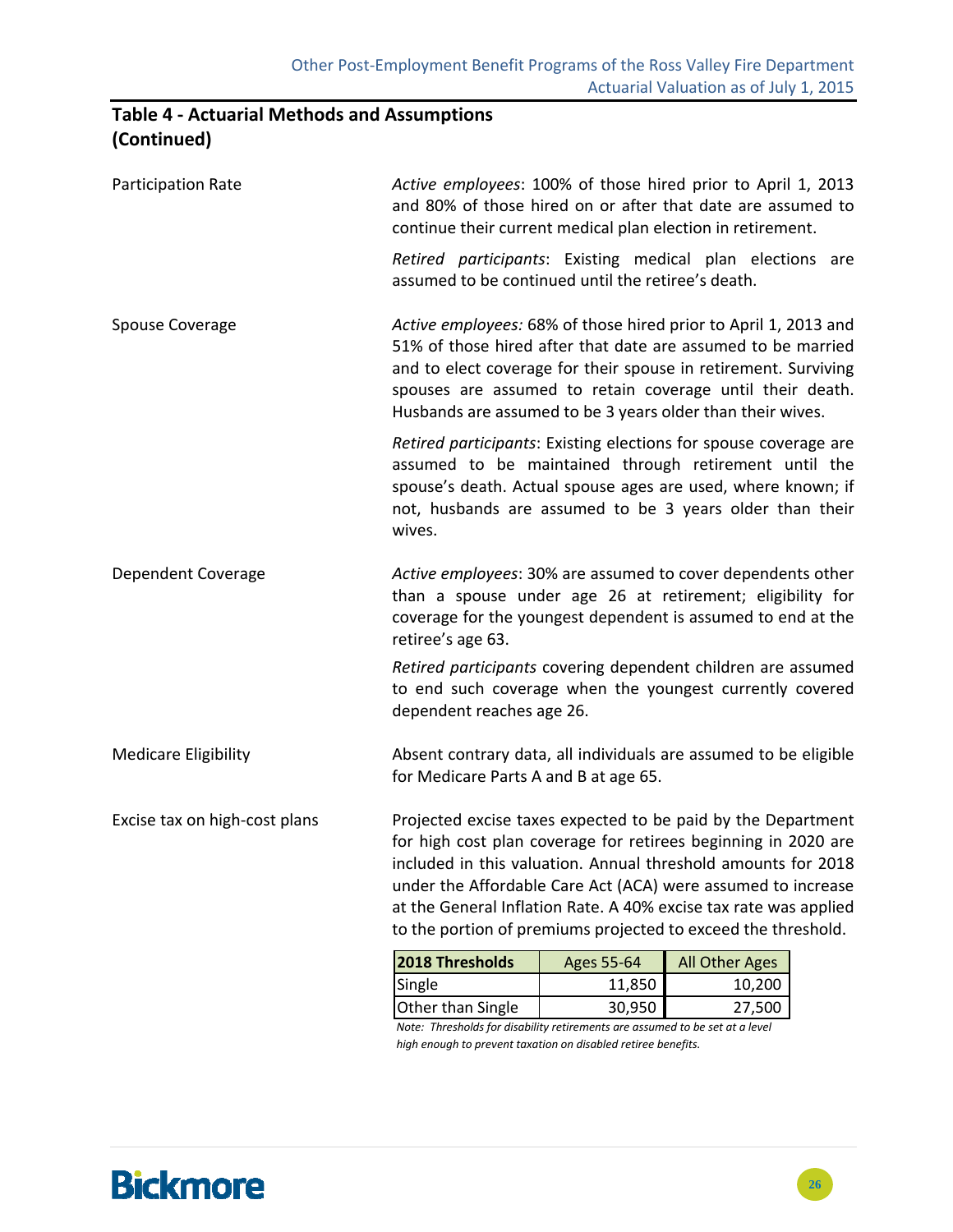## Table 4 - Actuarial Methods and Assumptions (Continued)

**Participation Rate**

*Active employees*: 100% of those hired prior to April 1, 2013 and 80% of those hired on or after that date are assumed to continue their current medical plan election in retirement.

*Retired participants*: Existing medical plan elections are assumed to be continued until the retiree's death.

**Spouse Coverage**

*Active employees:* 68% of those hired prior to April 1, 2013 and 51% of those hired after that date are assumed to be married and to elect coverage for their spouse in retirement. Surviving spouses are assumed to retain coverage until their death. Husbands are assumed to be 3 years older than their wives.

*Retired participants*: Existing elections for spouse coverage are assumed to be maintained through retirement until the spouse's death. Actual spouse ages are used, where known; if not, husbands are assumed to be 3 years older than their wives.

**Dependent Coverage**

*Active employees*: 30% are assumed to cover dependents other than a spouse under age 26 at retirement; eligibility for coverage for the youngest dependent is assumed to end at the retiree's age 63.

*Retired participants* covering dependent children are assumed to end such coverage when the youngest currently covered dependent reaches age 26.

**Medicare Eligibility**

Absent contrary data, all individuals are assumed to be eligible for Medicare Parts A and B at age 65.

**Excise tax on high-cost plans**

Projected excise taxes expected to be paid by the Department for high cost plan coverage for retirees beginning in 2020 are included in this valuation. Annual threshold amounts for 2018 under the Affordable Care Act (ACA) were assumed to increase at the General Inflation Rate. A 40% excise tax rate was applied to the portion of premiums projected to exceed the threshold.

| 2018 Thresholds | Ages 55-64 | All Other Ages |
|---|---|---|
| Single | 11,850 | 10,200 |
| Other than Single | 30,950 | 27,500 |

*Note: Thresholds for disability retirements are assumed to be set at a level high enough to prevent taxation on disabled retiree benefits.*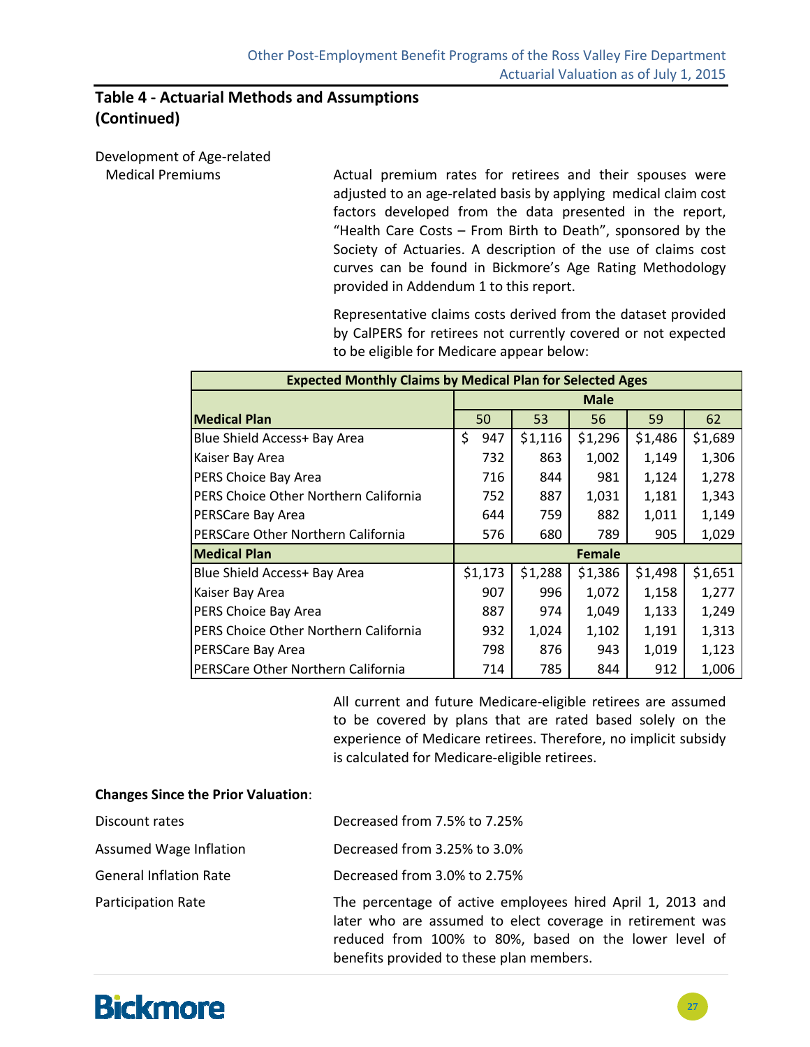## Table 4 - Actuarial Methods and Assumptions (Continued)

Development of Age-related Medical Premiums

Actual premium rates for retirees and their spouses were adjusted to an age-related basis by applying medical claim cost factors developed from the data presented in the report, "Health Care Costs – From Birth to Death", sponsored by the Society of Actuaries. A description of the use of claims cost curves can be found in Bickmore's Age Rating Methodology provided in Addendum 1 to this report.

Representative claims costs derived from the dataset provided by CalPERS for retirees not currently covered or not expected to be eligible for Medicare appear below:

| Expected Monthly Claims by Medical Plan for Selected Ages | | | | | |
|---|---|---|---|---|---|
| | Male | | | | |
| **Medical Plan** | 50 | 53 | 56 | 59 | 62 |
| Blue Shield Access+ Bay Area | $ 947 | $1,116 | $1,296 | $1,486 | $1,689 |
| Kaiser Bay Area | 732 | 863 | 1,002 | 1,149 | 1,306 |
| PERS Choice Bay Area | 716 | 844 | 981 | 1,124 | 1,278 |
| PERS Choice Other Northern California | 752 | 887 | 1,031 | 1,181 | 1,343 |
| PERSCare Bay Area | 644 | 759 | 882 | 1,011 | 1,149 |
| PERSCare Other Northern California | 576 | 680 | 789 | 905 | 1,029 |
| **Medical Plan** | Female | | | | |
| Blue Shield Access+ Bay Area | $1,173 | $1,288 | $1,386 | $1,498 | $1,651 |
| Kaiser Bay Area | 907 | 996 | 1,072 | 1,158 | 1,277 |
| PERS Choice Bay Area | 887 | 974 | 1,049 | 1,133 | 1,249 |
| PERS Choice Other Northern California | 932 | 1,024 | 1,102 | 1,191 | 1,313 |
| PERSCare Bay Area | 798 | 876 | 943 | 1,019 | 1,123 |
| PERSCare Other Northern California | 714 | 785 | 844 | 912 | 1,006 |

All current and future Medicare-eligible retirees are assumed to be covered by plans that are rated based solely on the experience of Medicare retirees. Therefore, no implicit subsidy is calculated for Medicare-eligible retirees.

**Changes Since the Prior Valuation**:

Discount rates — Decreased from 7.5% to 7.25%

Assumed Wage Inflation — Decreased from 3.25% to 3.0%

General Inflation Rate — Decreased from 3.0% to 2.75%

Participation Rate — The percentage of active employees hired April 1, 2013 and later who are assumed to elect coverage in retirement was reduced from 100% to 80%, based on the lower level of benefits provided to these plan members.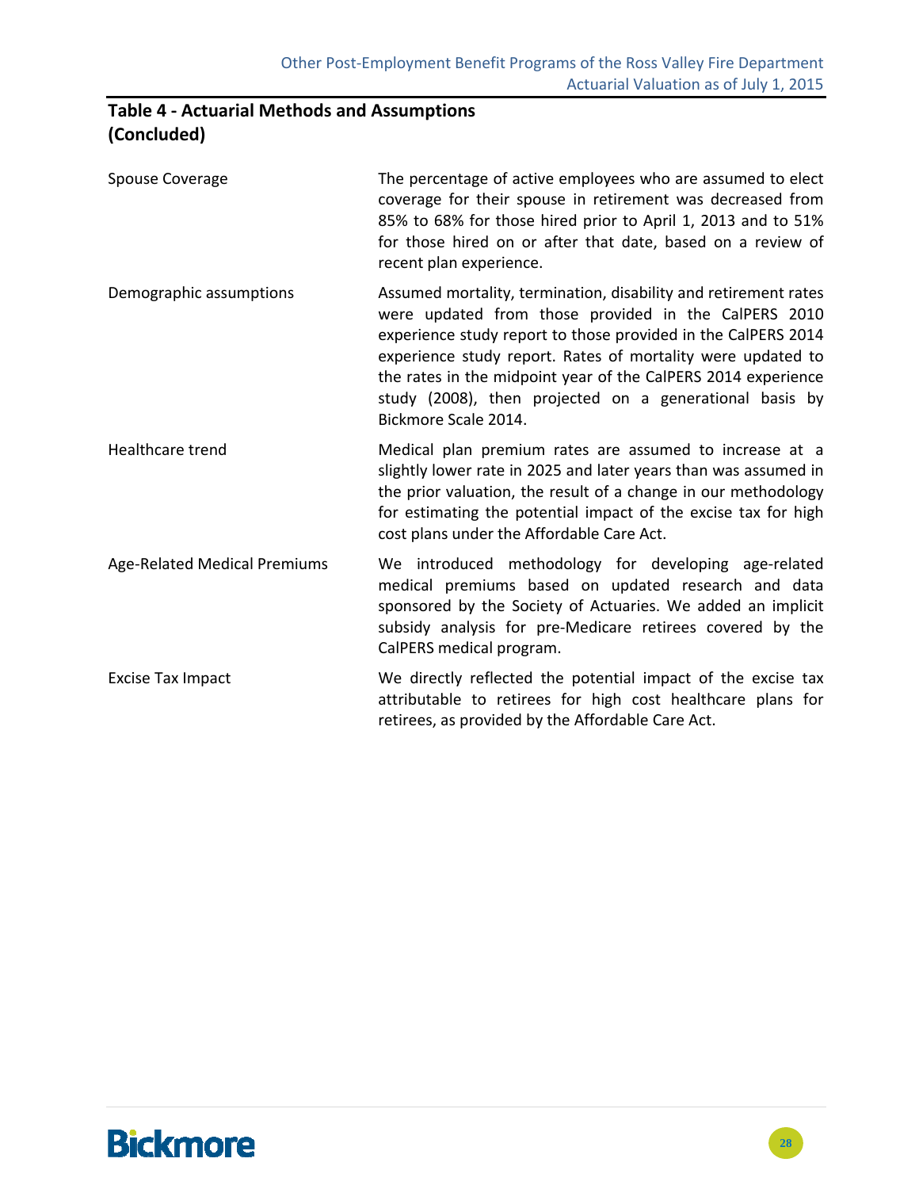## Table 4 - Actuarial Methods and Assumptions (Concluded)

| | |
|---|---|
| Spouse Coverage | The percentage of active employees who are assumed to elect coverage for their spouse in retirement was decreased from 85% to 68% for those hired prior to April 1, 2013 and to 51% for those hired on or after that date, based on a review of recent plan experience. |
| Demographic assumptions | Assumed mortality, termination, disability and retirement rates were updated from those provided in the CalPERS 2010 experience study report to those provided in the CalPERS 2014 experience study report. Rates of mortality were updated to the rates in the midpoint year of the CalPERS 2014 experience study (2008), then projected on a generational basis by Bickmore Scale 2014. |
| Healthcare trend | Medical plan premium rates are assumed to increase at a slightly lower rate in 2025 and later years than was assumed in the prior valuation, the result of a change in our methodology for estimating the potential impact of the excise tax for high cost plans under the Affordable Care Act. |
| Age-Related Medical Premiums | We introduced methodology for developing age-related medical premiums based on updated research and data sponsored by the Society of Actuaries. We added an implicit subsidy analysis for pre-Medicare retirees covered by the CalPERS medical program. |
| Excise Tax Impact | We directly reflected the potential impact of the excise tax attributable to retirees for high cost healthcare plans for retirees, as provided by the Affordable Care Act. |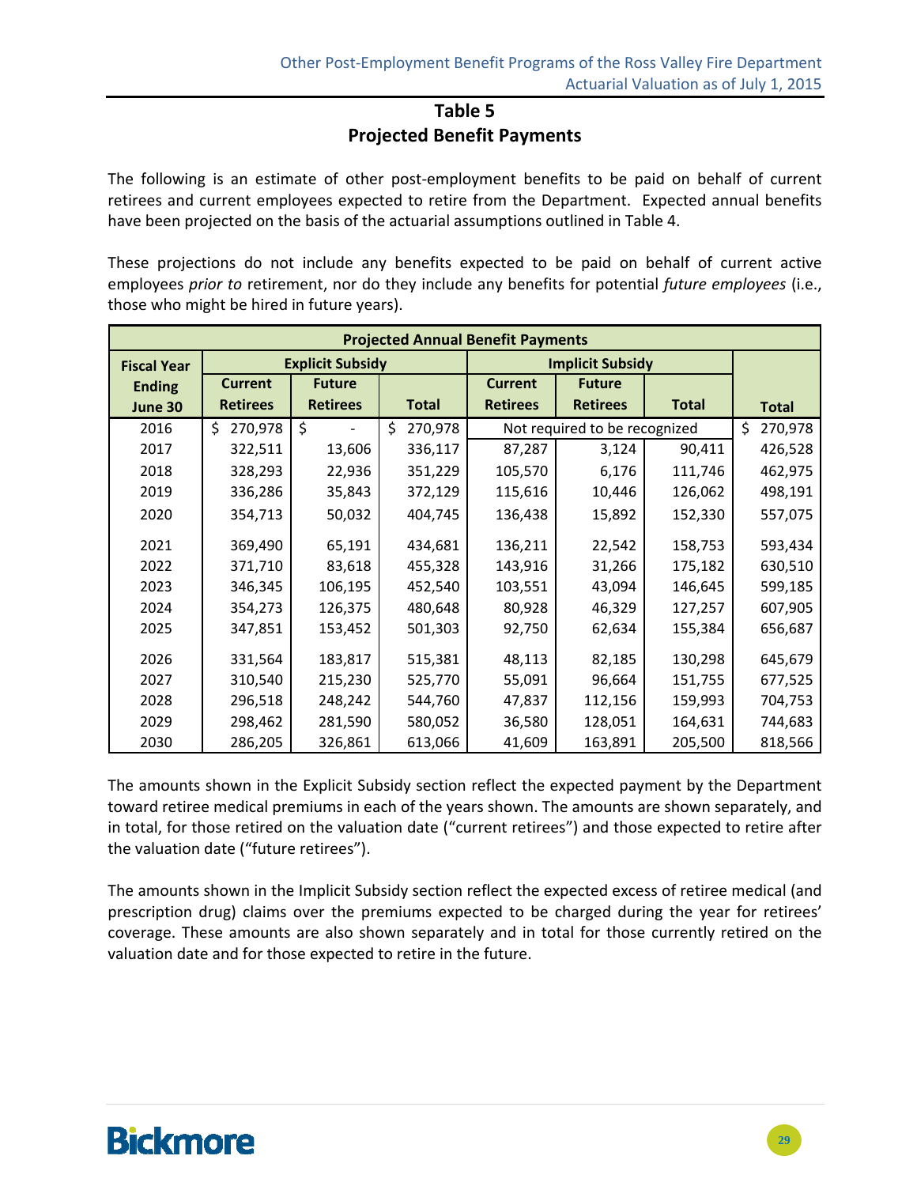# Table 5
## Projected Benefit Payments

The following is an estimate of other post-employment benefits to be paid on behalf of current retirees and current employees expected to retire from the Department. Expected annual benefits have been projected on the basis of the actuarial assumptions outlined in Table 4.

These projections do not include any benefits expected to be paid on behalf of current active employees *prior to* retirement, nor do they include any benefits for potential *future employees* (i.e., those who might be hired in future years).

| Projected Annual Benefit Payments | | | | | | | |
|---|---|---|---|---|---|---|---|
| Fiscal Year Ending June 30 | Explicit Subsidy | | | Implicit Subsidy | | | Total |
| | Current Retirees | Future Retirees | Total | Current Retirees | Future Retirees | Total | |
| 2016 | $ 270,978 | $ - | $ 270,978 | Not required to be recognized | | | $ 270,978 |
| 2017 | 322,511 | 13,606 | 336,117 | 87,287 | 3,124 | 90,411 | 426,528 |
| 2018 | 328,293 | 22,936 | 351,229 | 105,570 | 6,176 | 111,746 | 462,975 |
| 2019 | 336,286 | 35,843 | 372,129 | 115,616 | 10,446 | 126,062 | 498,191 |
| 2020 | 354,713 | 50,032 | 404,745 | 136,438 | 15,892 | 152,330 | 557,075 |
| 2021 | 369,490 | 65,191 | 434,681 | 136,211 | 22,542 | 158,753 | 593,434 |
| 2022 | 371,710 | 83,618 | 455,328 | 143,916 | 31,266 | 175,182 | 630,510 |
| 2023 | 346,345 | 106,195 | 452,540 | 103,551 | 43,094 | 146,645 | 599,185 |
| 2024 | 354,273 | 126,375 | 480,648 | 80,928 | 46,329 | 127,257 | 607,905 |
| 2025 | 347,851 | 153,452 | 501,303 | 92,750 | 62,634 | 155,384 | 656,687 |
| 2026 | 331,564 | 183,817 | 515,381 | 48,113 | 82,185 | 130,298 | 645,679 |
| 2027 | 310,540 | 215,230 | 525,770 | 55,091 | 96,664 | 151,755 | 677,525 |
| 2028 | 296,518 | 248,242 | 544,760 | 47,837 | 112,156 | 159,993 | 704,753 |
| 2029 | 298,462 | 281,590 | 580,052 | 36,580 | 128,051 | 164,631 | 744,683 |
| 2030 | 286,205 | 326,861 | 613,066 | 41,609 | 163,891 | 205,500 | 818,566 |

The amounts shown in the Explicit Subsidy section reflect the expected payment by the Department toward retiree medical premiums in each of the years shown. The amounts are shown separately, and in total, for those retired on the valuation date ("current retirees") and those expected to retire after the valuation date ("future retirees").

The amounts shown in the Implicit Subsidy section reflect the expected excess of retiree medical (and prescription drug) claims over the premiums expected to be charged during the year for retirees' coverage. These amounts are also shown separately and in total for those currently retired on the valuation date and for those expected to retire in the future.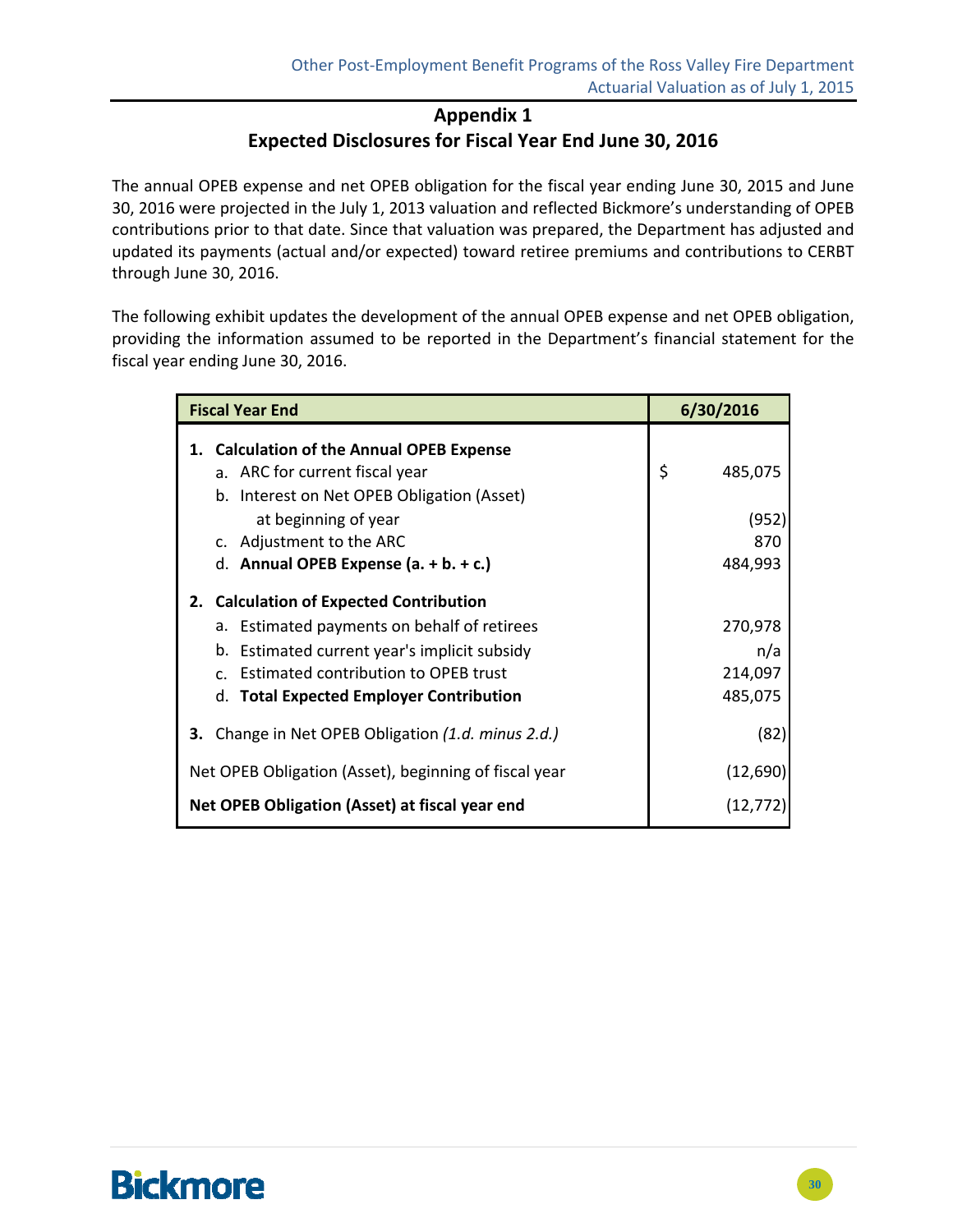## Appendix 1
## Expected Disclosures for Fiscal Year End June 30, 2016

The annual OPEB expense and net OPEB obligation for the fiscal year ending June 30, 2015 and June 30, 2016 were projected in the July 1, 2013 valuation and reflected Bickmore's understanding of OPEB contributions prior to that date. Since that valuation was prepared, the Department has adjusted and updated its payments (actual and/or expected) toward retiree premiums and contributions to CERBT through June 30, 2016.

The following exhibit updates the development of the annual OPEB expense and net OPEB obligation, providing the information assumed to be reported in the Department's financial statement for the fiscal year ending June 30, 2016.

| **Fiscal Year End** | **6/30/2016** |
|---|---|
| **1. Calculation of the Annual OPEB Expense** | |
| a. ARC for current fiscal year | $ 485,075 |
| b. Interest on Net OPEB Obligation (Asset) at beginning of year | (952) |
| c. Adjustment to the ARC | 870 |
| d. **Annual OPEB Expense (a. + b. + c.)** | 484,993 |
| **2. Calculation of Expected Contribution** | |
| a. Estimated payments on behalf of retirees | 270,978 |
| b. Estimated current year's implicit subsidy | n/a |
| c. Estimated contribution to OPEB trust | 214,097 |
| d. **Total Expected Employer Contribution** | 485,075 |
| **3.** Change in Net OPEB Obligation *(1.d. minus 2.d.)* | (82) |
| Net OPEB Obligation (Asset), beginning of fiscal year | (12,690) |
| **Net OPEB Obligation (Asset) at fiscal year end** | (12,772) |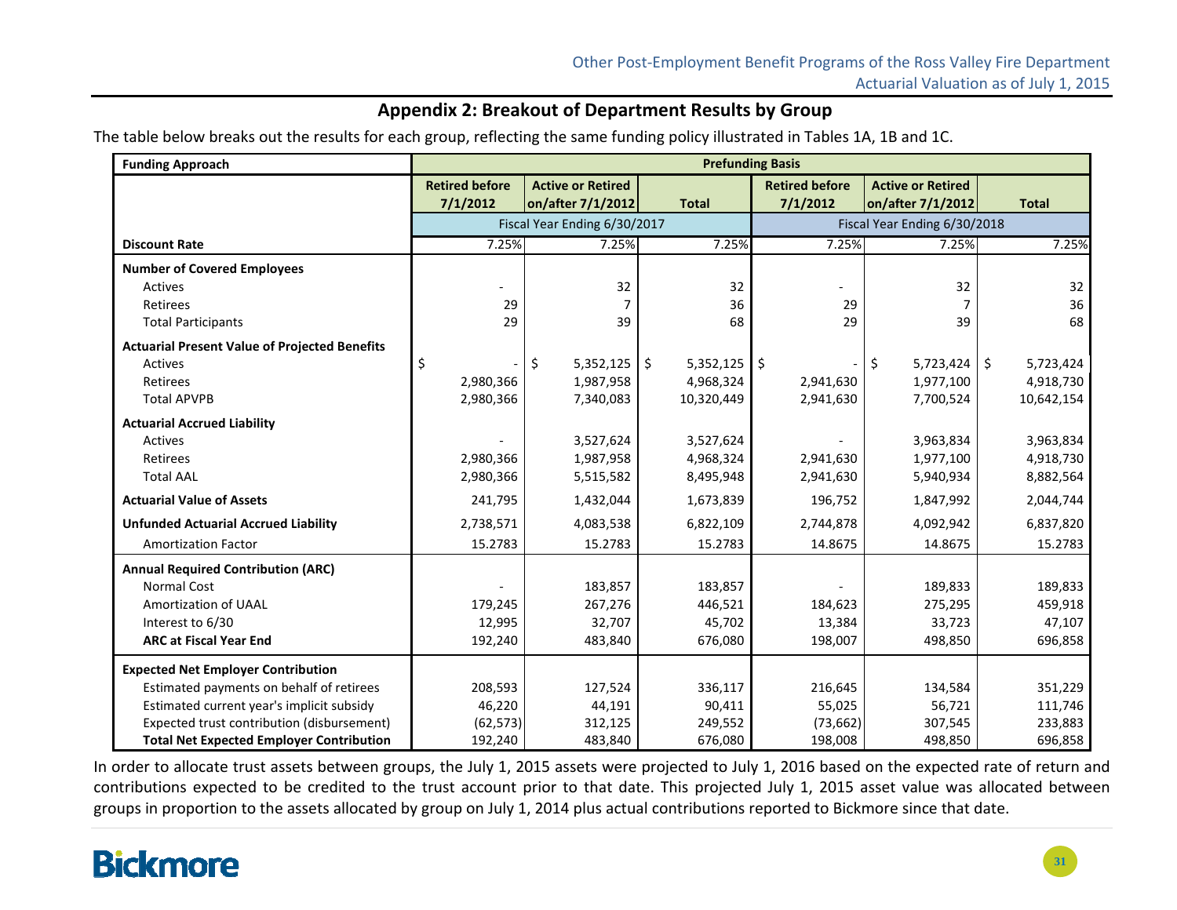## Appendix 2: Breakout of Department Results by Group

The table below breaks out the results for each group, reflecting the same funding policy illustrated in Tables 1A, 1B and 1C.

| Funding Approach | Prefunding Basis | | | | | |
|---|---|---|---|---|---|---|
| | Retired before 7/1/2012 | Active or Retired on/after 7/1/2012 | Total | Retired before 7/1/2012 | Active or Retired on/after 7/1/2012 | Total |
| | Fiscal Year Ending 6/30/2017 | | | Fiscal Year Ending 6/30/2018 | | |
| **Discount Rate** | 7.25% | 7.25% | 7.25% | 7.25% | 7.25% | 7.25% |
| **Number of Covered Employees** | | | | | | |
| Actives | - | 32 | 32 | - | 32 | 32 |
| Retirees | 29 | 7 | 36 | 29 | 7 | 36 |
| Total Participants | 29 | 39 | 68 | 29 | 39 | 68 |
| **Actuarial Present Value of Projected Benefits** | | | | | | |
| Actives | $ - | $ 5,352,125 | $ 5,352,125 | $ - | $ 5,723,424 | $ 5,723,424 |
| Retirees | 2,980,366 | 1,987,958 | 4,968,324 | 2,941,630 | 1,977,100 | 4,918,730 |
| Total APVPB | 2,980,366 | 7,340,083 | 10,320,449 | 2,941,630 | 7,700,524 | 10,642,154 |
| **Actuarial Accrued Liability** | | | | | | |
| Actives | - | 3,527,624 | 3,527,624 | - | 3,963,834 | 3,963,834 |
| Retirees | 2,980,366 | 1,987,958 | 4,968,324 | 2,941,630 | 1,977,100 | 4,918,730 |
| Total AAL | 2,980,366 | 5,515,582 | 8,495,948 | 2,941,630 | 5,940,934 | 8,882,564 |
| **Actuarial Value of Assets** | 241,795 | 1,432,044 | 1,673,839 | 196,752 | 1,847,992 | 2,044,744 |
| **Unfunded Actuarial Accrued Liability** | 2,738,571 | 4,083,538 | 6,822,109 | 2,744,878 | 4,092,942 | 6,837,820 |
| Amortization Factor | 15.2783 | 15.2783 | 15.2783 | 14.8675 | 14.8675 | 15.2783 |
| **Annual Required Contribution (ARC)** | | | | | | |
| Normal Cost | - | 183,857 | 183,857 | - | 189,833 | 189,833 |
| Amortization of UAAL | 179,245 | 267,276 | 446,521 | 184,623 | 275,295 | 459,918 |
| Interest to 6/30 | 12,995 | 32,707 | 45,702 | 13,384 | 33,723 | 47,107 |
| **ARC at Fiscal Year End** | 192,240 | 483,840 | 676,080 | 198,007 | 498,850 | 696,858 |
| **Expected Net Employer Contribution** | | | | | | |
| Estimated payments on behalf of retirees | 208,593 | 127,524 | 336,117 | 216,645 | 134,584 | 351,229 |
| Estimated current year's implicit subsidy | 46,220 | 44,191 | 90,411 | 55,025 | 56,721 | 111,746 |
| Expected trust contribution (disbursement) | (62,573) | 312,125 | 249,552 | (73,662) | 307,545 | 233,883 |
| **Total Net Expected Employer Contribution** | 192,240 | 483,840 | 676,080 | 198,008 | 498,850 | 696,858 |

In order to allocate trust assets between groups, the July 1, 2015 assets were projected to July 1, 2016 based on the expected rate of return and contributions expected to be credited to the trust account prior to that date. This projected July 1, 2015 asset value was allocated between groups in proportion to the assets allocated by group on July 1, 2014 plus actual contributions reported to Bickmore since that date.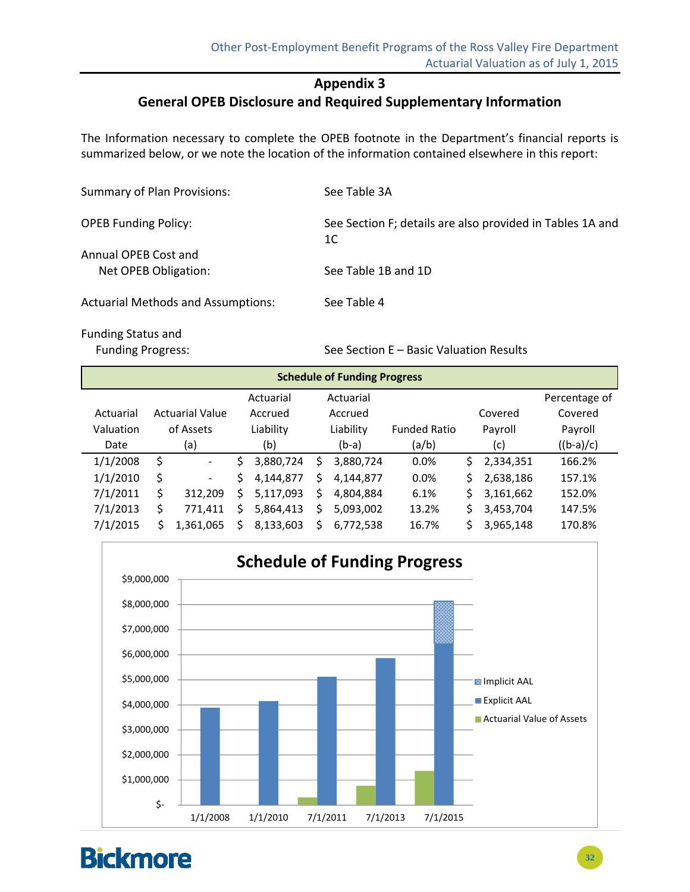# Appendix 3
## General OPEB Disclosure and Required Supplementary Information

The Information necessary to complete the OPEB footnote in the Department's financial reports is summarized below, or we note the location of the information contained elsewhere in this report:

| | |
|---|---|
| Summary of Plan Provisions: | See Table 3A |
| OPEB Funding Policy: | See Section F; details are also provided in Tables 1A and 1C |
| Annual OPEB Cost and Net OPEB Obligation: | See Table 1B and 1D |
| Actuarial Methods and Assumptions: | See Table 4 |
| Funding Status and Funding Progress: | See Section E – Basic Valuation Results |

**Schedule of Funding Progress**

| Actuarial Valuation Date | Actuarial Value of Assets (a) | Actuarial Accrued Liability (b) | Actuarial Accrued Liability (b-a) | Funded Ratio (a/b) | Covered Payroll (c) | Percentage of Covered Payroll ((b-a)/c) |
|---|---|---|---|---|---|---|
| 1/1/2008 | $ - | $ 3,880,724 | $ 3,880,724 | 0.0% | $ 2,334,351 | 166.2% |
| 1/1/2010 | $ - | $ 4,144,877 | $ 4,144,877 | 0.0% | $ 2,638,186 | 157.1% |
| 7/1/2011 | $ 312,209 | $ 5,117,093 | $ 4,804,884 | 6.1% | $ 3,161,662 | 152.0% |
| 7/1/2013 | $ 771,411 | $ 5,864,413 | $ 5,093,002 | 13.2% | $ 3,453,704 | 147.5% |
| 7/1/2015 | $ 1,361,065 | $ 8,133,603 | $ 6,772,538 | 16.7% | $ 3,965,148 | 170.8% |

**Schedule of Funding Progress**

(Chart: Implicit AAL, Explicit AAL, Actuarial Value of Assets for valuation dates 1/1/2008, 1/1/2010, 7/1/2011, 7/1/2013, 7/1/2015; y-axis $- to $9,000,000)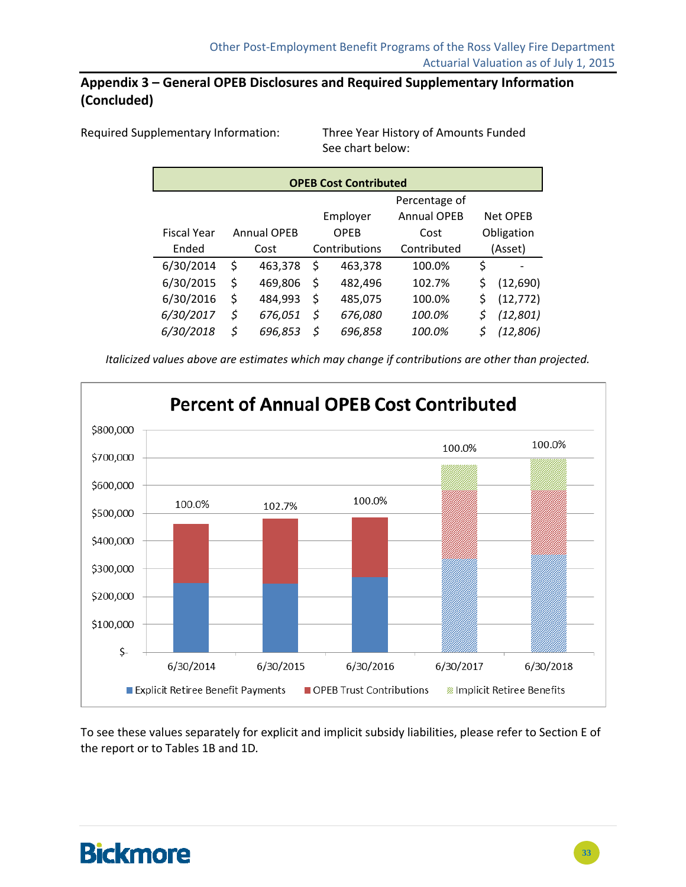## Appendix 3 – General OPEB Disclosures and Required Supplementary Information (Concluded)

Required Supplementary Information: Three Year History of Amounts Funded
See chart below:

| OPEB Cost Contributed | | | | |
|---|---|---|---|---|
| Fiscal Year Ended | Annual OPEB Cost | Employer OPEB Contributions | Percentage of Annual OPEB Cost Contributed | Net OPEB Obligation (Asset) |
| 6/30/2014 | $ 463,378 | $ 463,378 | 100.0% | $ - |
| 6/30/2015 | $ 469,806 | $ 482,496 | 102.7% | $ (12,690) |
| 6/30/2016 | $ 484,993 | $ 485,075 | 100.0% | $ (12,772) |
| *6/30/2017* | *$ 676,051* | *$ 676,080* | *100.0%* | *$ (12,801)* |
| *6/30/2018* | *$ 696,853* | *$ 696,858* | *100.0%* | *$ (12,806)* |

*Italicized values above are estimates which may change if contributions are other than projected.*

**Percent of Annual OPEB Cost Contributed**

| Fiscal Year Ended | Percent Contributed |
|---|---|
| 6/30/2014 | 100.0% |
| 6/30/2015 | 102.7% |
| 6/30/2016 | 100.0% |
| 6/30/2017 | 100.0% |
| 6/30/2018 | 100.0% |

Legend: Explicit Retiree Benefit Payments; OPEB Trust Contributions; Implicit Retiree Benefits

To see these values separately for explicit and implicit subsidy liabilities, please refer to Section E of the report or to Tables 1B and 1D.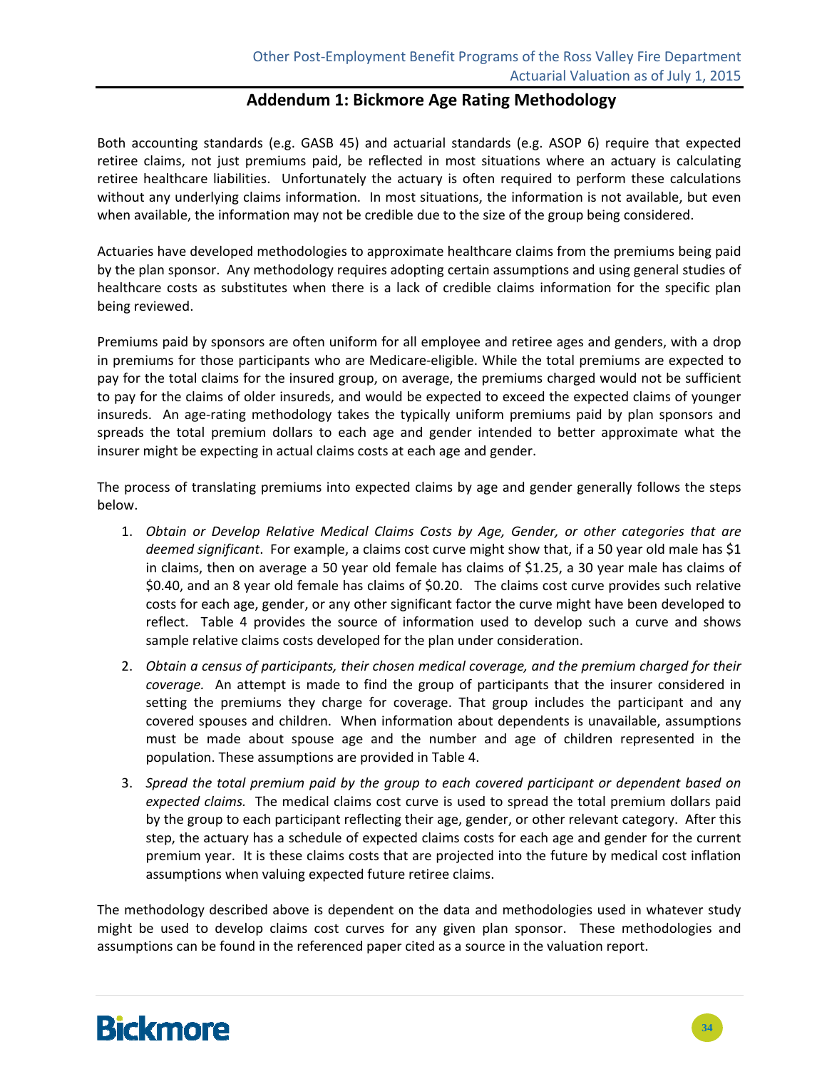# Addendum 1: Bickmore Age Rating Methodology

Both accounting standards (e.g. GASB 45) and actuarial standards (e.g. ASOP 6) require that expected retiree claims, not just premiums paid, be reflected in most situations where an actuary is calculating retiree healthcare liabilities. Unfortunately the actuary is often required to perform these calculations without any underlying claims information. In most situations, the information is not available, but even when available, the information may not be credible due to the size of the group being considered.

Actuaries have developed methodologies to approximate healthcare claims from the premiums being paid by the plan sponsor. Any methodology requires adopting certain assumptions and using general studies of healthcare costs as substitutes when there is a lack of credible claims information for the specific plan being reviewed.

Premiums paid by sponsors are often uniform for all employee and retiree ages and genders, with a drop in premiums for those participants who are Medicare-eligible. While the total premiums are expected to pay for the total claims for the insured group, on average, the premiums charged would not be sufficient to pay for the claims of older insureds, and would be expected to exceed the expected claims of younger insureds. An age-rating methodology takes the typically uniform premiums paid by plan sponsors and spreads the total premium dollars to each age and gender intended to better approximate what the insurer might be expecting in actual claims costs at each age and gender.

The process of translating premiums into expected claims by age and gender generally follows the steps below.

1. *Obtain or Develop Relative Medical Claims Costs by Age, Gender, or other categories that are deemed significant*. For example, a claims cost curve might show that, if a 50 year old male has $1 in claims, then on average a 50 year old female has claims of $1.25, a 30 year male has claims of $0.40, and an 8 year old female has claims of $0.20. The claims cost curve provides such relative costs for each age, gender, or any other significant factor the curve might have been developed to reflect. Table 4 provides the source of information used to develop such a curve and shows sample relative claims costs developed for the plan under consideration.
2. *Obtain a census of participants, their chosen medical coverage, and the premium charged for their coverage.* An attempt is made to find the group of participants that the insurer considered in setting the premiums they charge for coverage. That group includes the participant and any covered spouses and children. When information about dependents is unavailable, assumptions must be made about spouse age and the number and age of children represented in the population. These assumptions are provided in Table 4.
3. *Spread the total premium paid by the group to each covered participant or dependent based on expected claims.* The medical claims cost curve is used to spread the total premium dollars paid by the group to each participant reflecting their age, gender, or other relevant category. After this step, the actuary has a schedule of expected claims costs for each age and gender for the current premium year. It is these claims costs that are projected into the future by medical cost inflation assumptions when valuing expected future retiree claims.

The methodology described above is dependent on the data and methodologies used in whatever study might be used to develop claims cost curves for any given plan sponsor. These methodologies and assumptions can be found in the referenced paper cited as a source in the valuation report.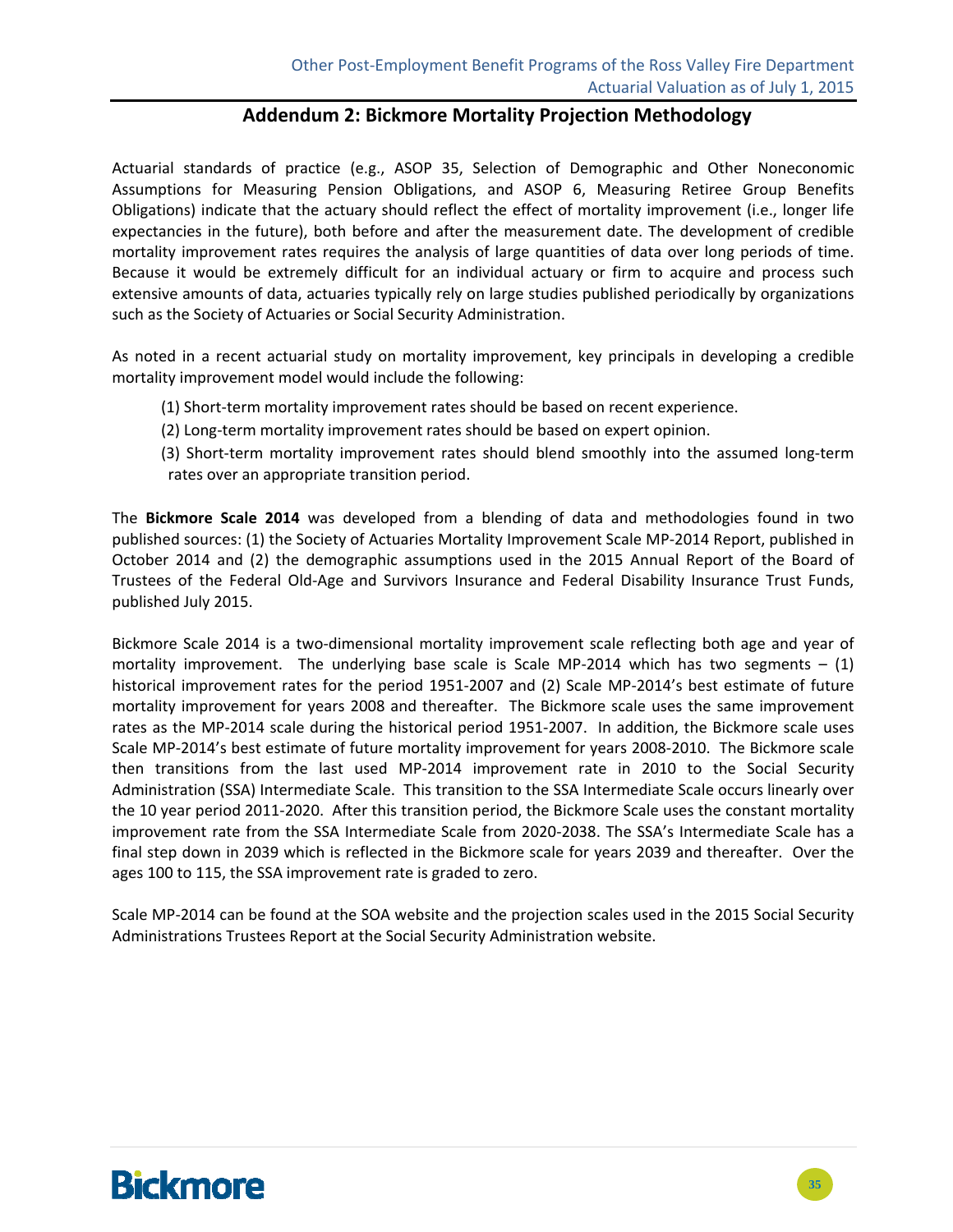## Addendum 2: Bickmore Mortality Projection Methodology

Actuarial standards of practice (e.g., ASOP 35, Selection of Demographic and Other Noneconomic Assumptions for Measuring Pension Obligations, and ASOP 6, Measuring Retiree Group Benefits Obligations) indicate that the actuary should reflect the effect of mortality improvement (i.e., longer life expectancies in the future), both before and after the measurement date. The development of credible mortality improvement rates requires the analysis of large quantities of data over long periods of time. Because it would be extremely difficult for an individual actuary or firm to acquire and process such extensive amounts of data, actuaries typically rely on large studies published periodically by organizations such as the Society of Actuaries or Social Security Administration.

As noted in a recent actuarial study on mortality improvement, key principals in developing a credible mortality improvement model would include the following:

(1) Short-term mortality improvement rates should be based on recent experience.

(2) Long-term mortality improvement rates should be based on expert opinion.

(3) Short-term mortality improvement rates should blend smoothly into the assumed long-term rates over an appropriate transition period.

The **Bickmore Scale 2014** was developed from a blending of data and methodologies found in two published sources: (1) the Society of Actuaries Mortality Improvement Scale MP-2014 Report, published in October 2014 and (2) the demographic assumptions used in the 2015 Annual Report of the Board of Trustees of the Federal Old-Age and Survivors Insurance and Federal Disability Insurance Trust Funds, published July 2015.

Bickmore Scale 2014 is a two-dimensional mortality improvement scale reflecting both age and year of mortality improvement. The underlying base scale is Scale MP-2014 which has two segments – (1) historical improvement rates for the period 1951-2007 and (2) Scale MP-2014's best estimate of future mortality improvement for years 2008 and thereafter. The Bickmore scale uses the same improvement rates as the MP-2014 scale during the historical period 1951-2007. In addition, the Bickmore scale uses Scale MP-2014's best estimate of future mortality improvement for years 2008-2010. The Bickmore scale then transitions from the last used MP-2014 improvement rate in 2010 to the Social Security Administration (SSA) Intermediate Scale. This transition to the SSA Intermediate Scale occurs linearly over the 10 year period 2011-2020. After this transition period, the Bickmore Scale uses the constant mortality improvement rate from the SSA Intermediate Scale from 2020-2038. The SSA's Intermediate Scale has a final step down in 2039 which is reflected in the Bickmore scale for years 2039 and thereafter. Over the ages 100 to 115, the SSA improvement rate is graded to zero.

Scale MP-2014 can be found at the SOA website and the projection scales used in the 2015 Social Security Administrations Trustees Report at the Social Security Administration website.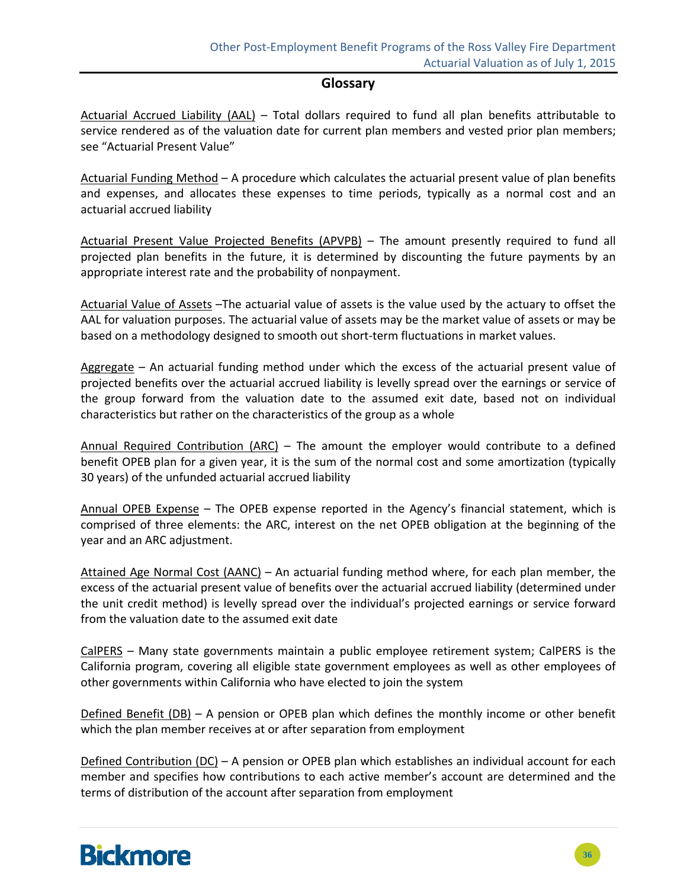## Glossary

Actuarial Accrued Liability (AAL) – Total dollars required to fund all plan benefits attributable to service rendered as of the valuation date for current plan members and vested prior plan members; see "Actuarial Present Value"

Actuarial Funding Method – A procedure which calculates the actuarial present value of plan benefits and expenses, and allocates these expenses to time periods, typically as a normal cost and an actuarial accrued liability

Actuarial Present Value Projected Benefits (APVPB) – The amount presently required to fund all projected plan benefits in the future, it is determined by discounting the future payments by an appropriate interest rate and the probability of nonpayment.

Actuarial Value of Assets –The actuarial value of assets is the value used by the actuary to offset the AAL for valuation purposes. The actuarial value of assets may be the market value of assets or may be based on a methodology designed to smooth out short-term fluctuations in market values.

Aggregate – An actuarial funding method under which the excess of the actuarial present value of projected benefits over the actuarial accrued liability is levelly spread over the earnings or service of the group forward from the valuation date to the assumed exit date, based not on individual characteristics but rather on the characteristics of the group as a whole

Annual Required Contribution (ARC) – The amount the employer would contribute to a defined benefit OPEB plan for a given year, it is the sum of the normal cost and some amortization (typically 30 years) of the unfunded actuarial accrued liability

Annual OPEB Expense – The OPEB expense reported in the Agency's financial statement, which is comprised of three elements: the ARC, interest on the net OPEB obligation at the beginning of the year and an ARC adjustment.

Attained Age Normal Cost (AANC) – An actuarial funding method where, for each plan member, the excess of the actuarial present value of benefits over the actuarial accrued liability (determined under the unit credit method) is levelly spread over the individual's projected earnings or service forward from the valuation date to the assumed exit date

CalPERS – Many state governments maintain a public employee retirement system; CalPERS is the California program, covering all eligible state government employees as well as other employees of other governments within California who have elected to join the system

Defined Benefit (DB) – A pension or OPEB plan which defines the monthly income or other benefit which the plan member receives at or after separation from employment

Defined Contribution (DC) – A pension or OPEB plan which establishes an individual account for each member and specifies how contributions to each active member's account are determined and the terms of distribution of the account after separation from employment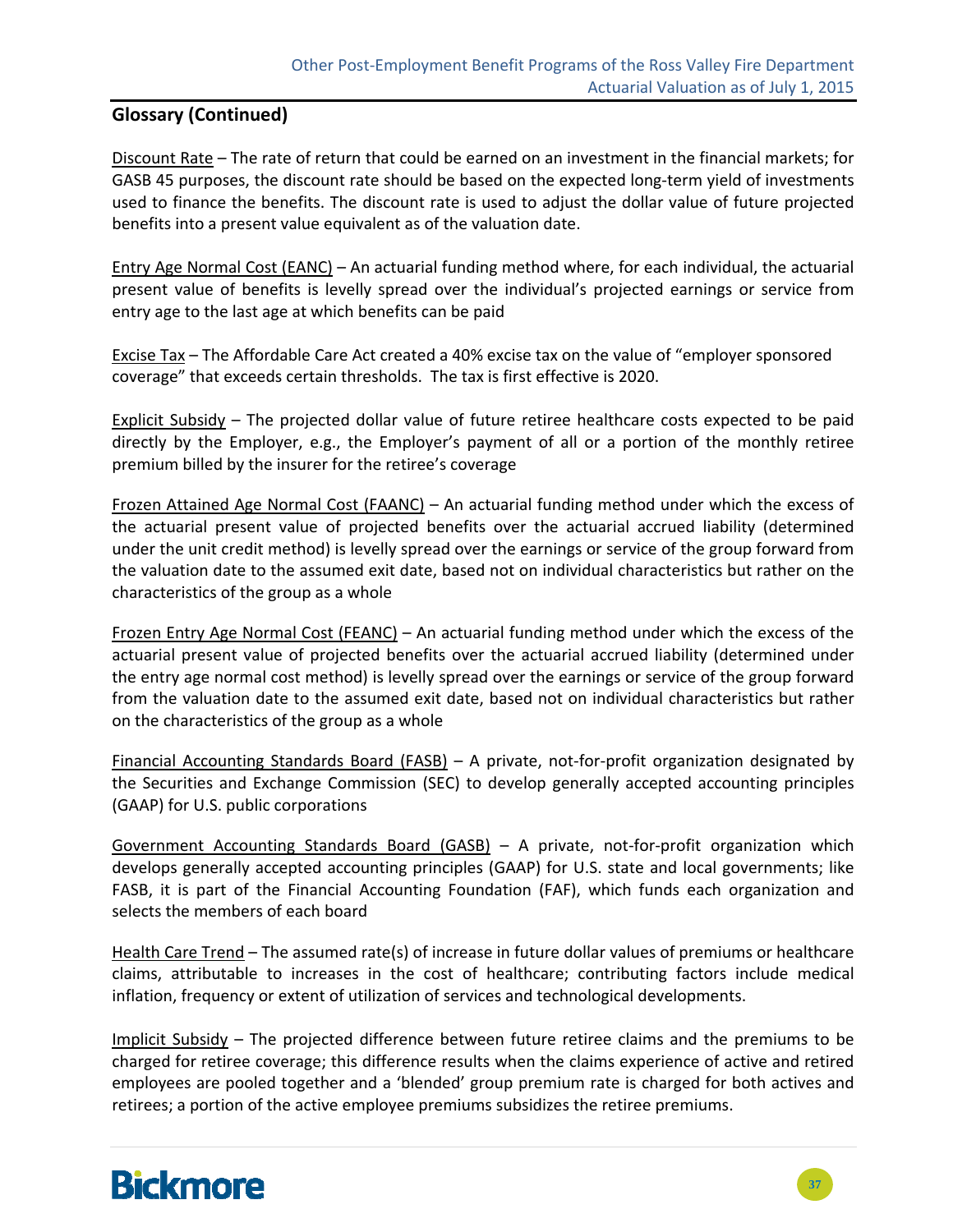## Glossary (Continued)

Discount Rate – The rate of return that could be earned on an investment in the financial markets; for GASB 45 purposes, the discount rate should be based on the expected long-term yield of investments used to finance the benefits. The discount rate is used to adjust the dollar value of future projected benefits into a present value equivalent as of the valuation date.

Entry Age Normal Cost (EANC) – An actuarial funding method where, for each individual, the actuarial present value of benefits is levelly spread over the individual's projected earnings or service from entry age to the last age at which benefits can be paid

Excise Tax – The Affordable Care Act created a 40% excise tax on the value of "employer sponsored coverage" that exceeds certain thresholds. The tax is first effective is 2020.

Explicit Subsidy – The projected dollar value of future retiree healthcare costs expected to be paid directly by the Employer, e.g., the Employer's payment of all or a portion of the monthly retiree premium billed by the insurer for the retiree's coverage

Frozen Attained Age Normal Cost (FAANC) – An actuarial funding method under which the excess of the actuarial present value of projected benefits over the actuarial accrued liability (determined under the unit credit method) is levelly spread over the earnings or service of the group forward from the valuation date to the assumed exit date, based not on individual characteristics but rather on the characteristics of the group as a whole

Frozen Entry Age Normal Cost (FEANC) – An actuarial funding method under which the excess of the actuarial present value of projected benefits over the actuarial accrued liability (determined under the entry age normal cost method) is levelly spread over the earnings or service of the group forward from the valuation date to the assumed exit date, based not on individual characteristics but rather on the characteristics of the group as a whole

Financial Accounting Standards Board (FASB) – A private, not-for-profit organization designated by the Securities and Exchange Commission (SEC) to develop generally accepted accounting principles (GAAP) for U.S. public corporations

Government Accounting Standards Board (GASB) – A private, not-for-profit organization which develops generally accepted accounting principles (GAAP) for U.S. state and local governments; like FASB, it is part of the Financial Accounting Foundation (FAF), which funds each organization and selects the members of each board

Health Care Trend – The assumed rate(s) of increase in future dollar values of premiums or healthcare claims, attributable to increases in the cost of healthcare; contributing factors include medical inflation, frequency or extent of utilization of services and technological developments.

Implicit Subsidy – The projected difference between future retiree claims and the premiums to be charged for retiree coverage; this difference results when the claims experience of active and retired employees are pooled together and a 'blended' group premium rate is charged for both actives and retirees; a portion of the active employee premiums subsidizes the retiree premiums.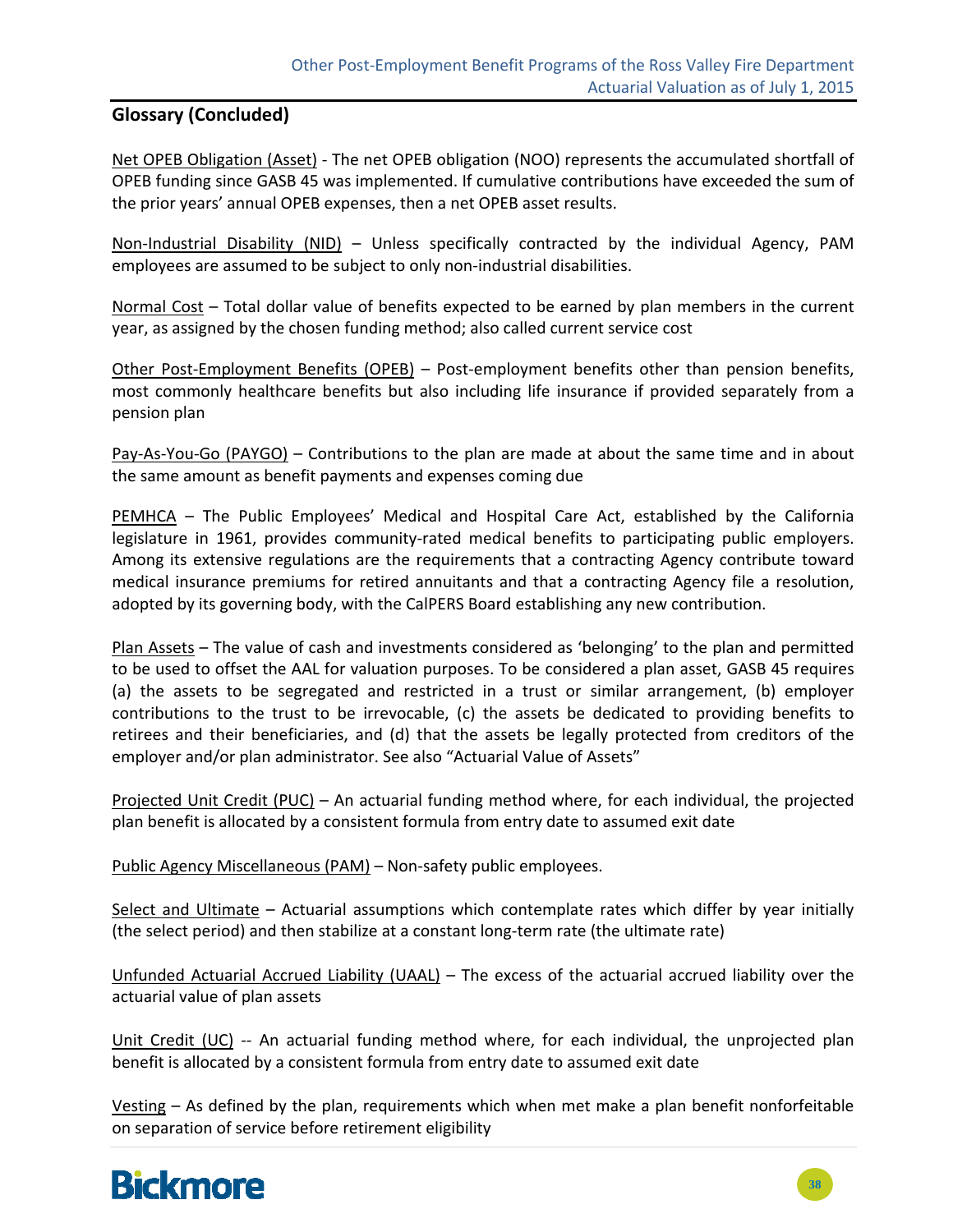## Glossary (Concluded)

Net OPEB Obligation (Asset) - The net OPEB obligation (NOO) represents the accumulated shortfall of OPEB funding since GASB 45 was implemented. If cumulative contributions have exceeded the sum of the prior years' annual OPEB expenses, then a net OPEB asset results.

Non-Industrial Disability (NID) – Unless specifically contracted by the individual Agency, PAM employees are assumed to be subject to only non-industrial disabilities.

Normal Cost – Total dollar value of benefits expected to be earned by plan members in the current year, as assigned by the chosen funding method; also called current service cost

Other Post-Employment Benefits (OPEB) – Post-employment benefits other than pension benefits, most commonly healthcare benefits but also including life insurance if provided separately from a pension plan

Pay-As-You-Go (PAYGO) – Contributions to the plan are made at about the same time and in about the same amount as benefit payments and expenses coming due

PEMHCA – The Public Employees' Medical and Hospital Care Act, established by the California legislature in 1961, provides community-rated medical benefits to participating public employers. Among its extensive regulations are the requirements that a contracting Agency contribute toward medical insurance premiums for retired annuitants and that a contracting Agency file a resolution, adopted by its governing body, with the CalPERS Board establishing any new contribution.

Plan Assets – The value of cash and investments considered as 'belonging' to the plan and permitted to be used to offset the AAL for valuation purposes. To be considered a plan asset, GASB 45 requires (a) the assets to be segregated and restricted in a trust or similar arrangement, (b) employer contributions to the trust to be irrevocable, (c) the assets be dedicated to providing benefits to retirees and their beneficiaries, and (d) that the assets be legally protected from creditors of the employer and/or plan administrator. See also "Actuarial Value of Assets"

Projected Unit Credit (PUC) – An actuarial funding method where, for each individual, the projected plan benefit is allocated by a consistent formula from entry date to assumed exit date

Public Agency Miscellaneous (PAM) – Non-safety public employees.

Select and Ultimate – Actuarial assumptions which contemplate rates which differ by year initially (the select period) and then stabilize at a constant long-term rate (the ultimate rate)

Unfunded Actuarial Accrued Liability (UAAL) – The excess of the actuarial accrued liability over the actuarial value of plan assets

Unit Credit (UC) -- An actuarial funding method where, for each individual, the unprojected plan benefit is allocated by a consistent formula from entry date to assumed exit date

Vesting – As defined by the plan, requirements which when met make a plan benefit nonforfeitable on separation of service before retirement eligibility